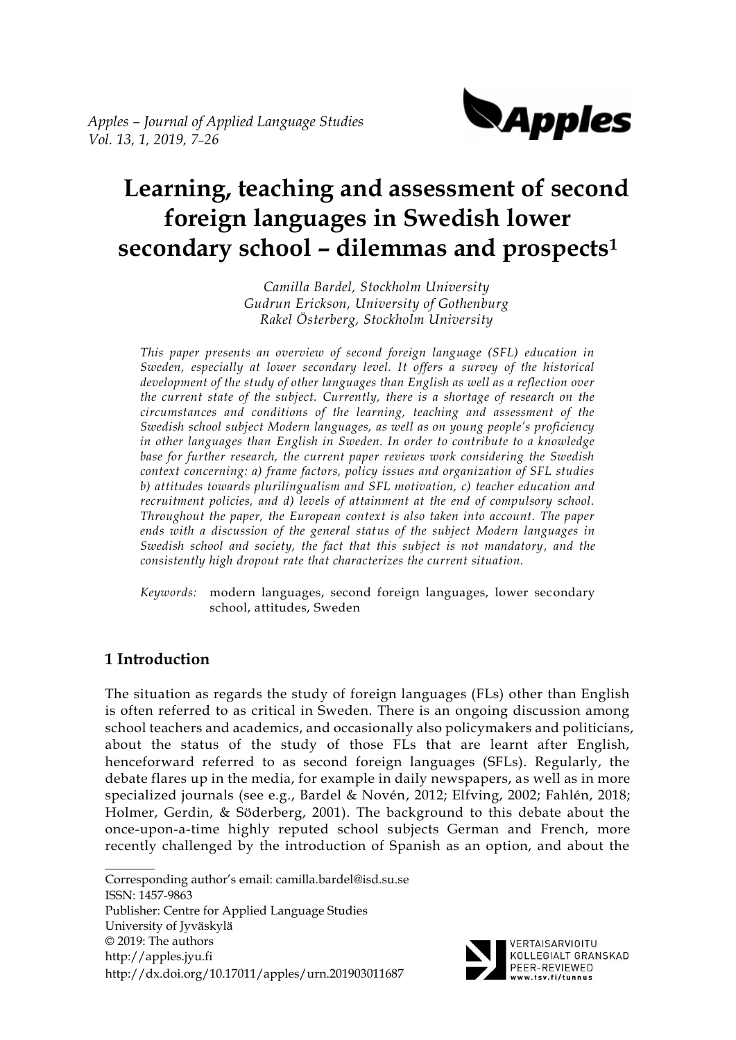# Learning, teaching and assessment of second foreign languages in Swedish lower secondary school – dilemmas and prospects[1]

*Camilla Bardel, Stockholm University*
*Gudrun Erickson, University of Gothenburg*
*Rakel Österberg, Stockholm University*

*This paper presents an overview of second foreign language (SFL) education in Sweden, especially at lower secondary level. It offers a survey of the historical development of the study of other languages than English as well as a reflection over the current state of the subject. Currently, there is a shortage of research on the circumstances and conditions of the learning, teaching and assessment of the Swedish school subject Modern languages, as well as on young people's proficiency in other languages than English in Sweden. In order to contribute to a knowledge base for further research, the current paper reviews work considering the Swedish context concerning: a) frame factors, policy issues and organization of SFL studies b) attitudes towards plurilingualism and SFL motivation, c) teacher education and recruitment policies, and d) levels of attainment at the end of compulsory school. Throughout the paper, the European context is also taken into account. The paper ends with a discussion of the general status of the subject Modern languages in Swedish school and society, the fact that this subject is not mandatory, and the consistently high dropout rate that characterizes the current situation.*

*Keywords:* modern languages, second foreign languages, lower secondary school, attitudes, Sweden

## 1 Introduction

The situation as regards the study of foreign languages (FLs) other than English is often referred to as critical in Sweden. There is an ongoing discussion among school teachers and academics, and occasionally also policymakers and politicians, about the status of the study of those FLs that are learnt after English, henceforward referred to as second foreign languages (SFLs). Regularly, the debate flares up in the media, for example in daily newspapers, as well as in more specialized journals (see e.g., Bardel & Novén, 2012; Elfving, 2002; Fahlén, 2018; Holmer, Gerdin, & Söderberg, 2001). The background to this debate about the once-upon-a-time highly reputed school subjects German and French, more recently challenged by the introduction of Spanish as an option, and about the

---

Corresponding author's email: camilla.bardel@isd.su.se
ISSN: 1457-9863
Publisher: Centre for Applied Language Studies
University of Jyväskylä
© 2019: The authors
http://apples.jyu.fi
http://dx.doi.org/10.17011/apples/urn.201903011687

VERTAISARVIOITU
KOLLEGIALT GRANSKAD
PEER-REVIEWED
www.tsv.fi/tunnus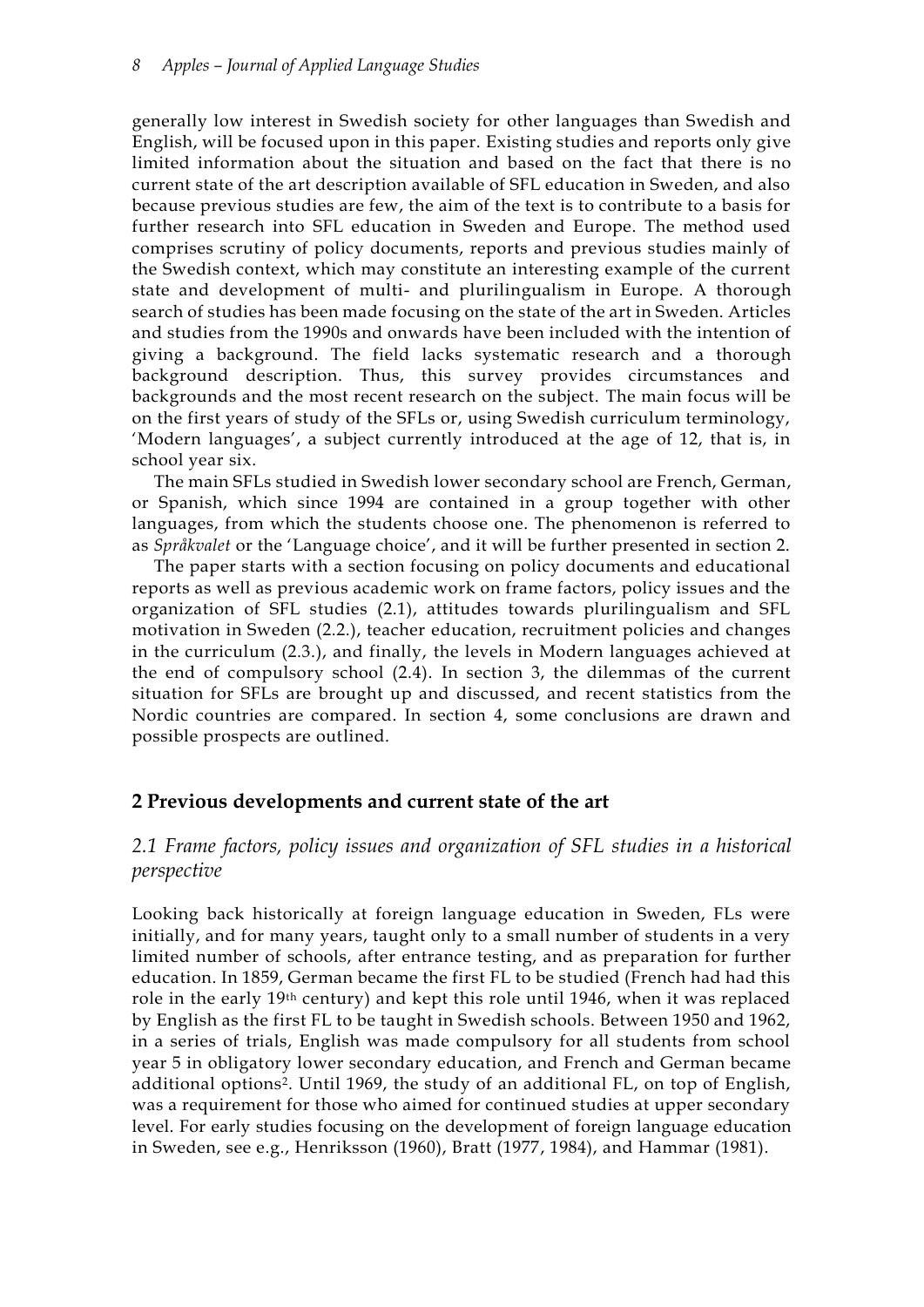generally low interest in Swedish society for other languages than Swedish and English, will be focused upon in this paper. Existing studies and reports only give limited information about the situation and based on the fact that there is no current state of the art description available of SFL education in Sweden, and also because previous studies are few, the aim of the text is to contribute to a basis for further research into SFL education in Sweden and Europe. The method used comprises scrutiny of policy documents, reports and previous studies mainly of the Swedish context, which may constitute an interesting example of the current state and development of multi- and plurilingualism in Europe. A thorough search of studies has been made focusing on the state of the art in Sweden. Articles and studies from the 1990s and onwards have been included with the intention of giving a background. The field lacks systematic research and a thorough background description. Thus, this survey provides circumstances and backgrounds and the most recent research on the subject. The main focus will be on the first years of study of the SFLs or, using Swedish curriculum terminology, 'Modern languages', a subject currently introduced at the age of 12, that is, in school year six.

The main SFLs studied in Swedish lower secondary school are French, German, or Spanish, which since 1994 are contained in a group together with other languages, from which the students choose one. The phenomenon is referred to as *Språkvalet* or the 'Language choice', and it will be further presented in section 2.

The paper starts with a section focusing on policy documents and educational reports as well as previous academic work on frame factors, policy issues and the organization of SFL studies (2.1), attitudes towards plurilingualism and SFL motivation in Sweden (2.2.), teacher education, recruitment policies and changes in the curriculum (2.3.), and finally, the levels in Modern languages achieved at the end of compulsory school (2.4). In section 3, the dilemmas of the current situation for SFLs are brought up and discussed, and recent statistics from the Nordic countries are compared. In section 4, some conclusions are drawn and possible prospects are outlined.

## 2 Previous developments and current state of the art

### *2.1 Frame factors, policy issues and organization of SFL studies in a historical perspective*

Looking back historically at foreign language education in Sweden, FLs were initially, and for many years, taught only to a small number of students in a very limited number of schools, after entrance testing, and as preparation for further education. In 1859, German became the first FL to be studied (French had had this role in the early 19th century) and kept this role until 1946, when it was replaced by English as the first FL to be taught in Swedish schools. Between 1950 and 1962, in a series of trials, English was made compulsory for all students from school year 5 in obligatory lower secondary education, and French and German became additional options[2]. Until 1969, the study of an additional FL, on top of English, was a requirement for those who aimed for continued studies at upper secondary level. For early studies focusing on the development of foreign language education in Sweden, see e.g., Henriksson (1960), Bratt (1977, 1984), and Hammar (1981).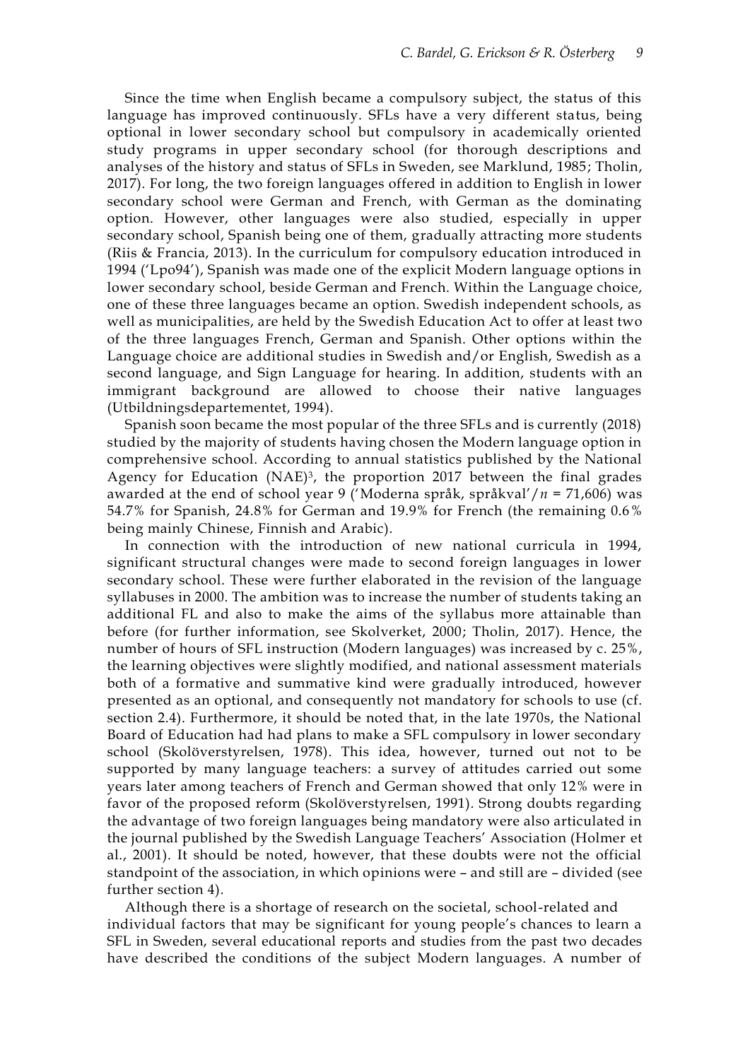Since the time when English became a compulsory subject, the status of this language has improved continuously. SFLs have a very different status, being optional in lower secondary school but compulsory in academically oriented study programs in upper secondary school (for thorough descriptions and analyses of the history and status of SFLs in Sweden, see Marklund, 1985; Tholin, 2017). For long, the two foreign languages offered in addition to English in lower secondary school were German and French, with German as the dominating option. However, other languages were also studied, especially in upper secondary school, Spanish being one of them, gradually attracting more students (Riis & Francia, 2013). In the curriculum for compulsory education introduced in 1994 ('Lpo94'), Spanish was made one of the explicit Modern language options in lower secondary school, beside German and French. Within the Language choice, one of these three languages became an option. Swedish independent schools, as well as municipalities, are held by the Swedish Education Act to offer at least two of the three languages French, German and Spanish. Other options within the Language choice are additional studies in Swedish and/or English, Swedish as a second language, and Sign Language for hearing. In addition, students with an immigrant background are allowed to choose their native languages (Utbildningsdepartementet, 1994).

Spanish soon became the most popular of the three SFLs and is currently (2018) studied by the majority of students having chosen the Modern language option in comprehensive school. According to annual statistics published by the National Agency for Education (NAE)[3], the proportion 2017 between the final grades awarded at the end of school year 9 ('Moderna språk, språkval'/$n$ = 71,606) was 54.7% for Spanish, 24.8% for German and 19.9% for French (the remaining 0.6% being mainly Chinese, Finnish and Arabic).

In connection with the introduction of new national curricula in 1994, significant structural changes were made to second foreign languages in lower secondary school. These were further elaborated in the revision of the language syllabuses in 2000. The ambition was to increase the number of students taking an additional FL and also to make the aims of the syllabus more attainable than before (for further information, see Skolverket, 2000; Tholin, 2017). Hence, the number of hours of SFL instruction (Modern languages) was increased by c. 25%, the learning objectives were slightly modified, and national assessment materials both of a formative and summative kind were gradually introduced, however presented as an optional, and consequently not mandatory for schools to use (cf. section 2.4). Furthermore, it should be noted that, in the late 1970s, the National Board of Education had had plans to make a SFL compulsory in lower secondary school (Skolöverstyrelsen, 1978). This idea, however, turned out not to be supported by many language teachers: a survey of attitudes carried out some years later among teachers of French and German showed that only 12% were in favor of the proposed reform (Skolöverstyrelsen, 1991). Strong doubts regarding the advantage of two foreign languages being mandatory were also articulated in the journal published by the Swedish Language Teachers' Association (Holmer et al., 2001). It should be noted, however, that these doubts were not the official standpoint of the association, in which opinions were – and still are – divided (see further section 4).

Although there is a shortage of research on the societal, school-related and individual factors that may be significant for young people's chances to learn a SFL in Sweden, several educational reports and studies from the past two decades have described the conditions of the subject Modern languages. A number of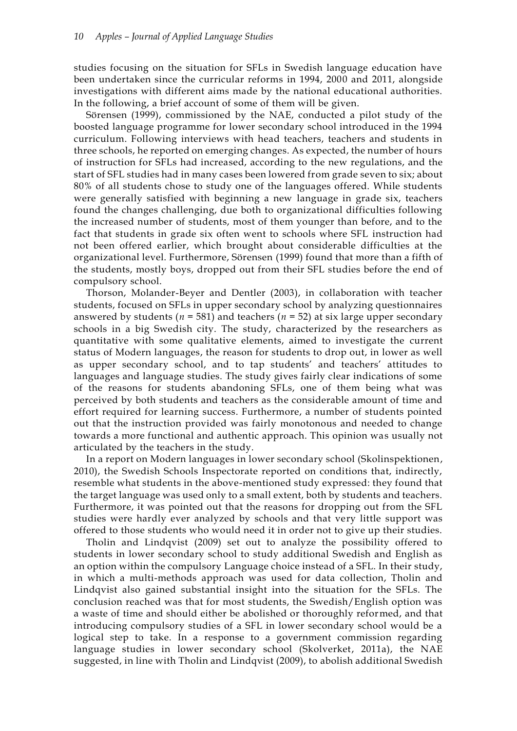studies focusing on the situation for SFLs in Swedish language education have been undertaken since the curricular reforms in 1994, 2000 and 2011, alongside investigations with different aims made by the national educational authorities. In the following, a brief account of some of them will be given.

Sörensen (1999), commissioned by the NAE, conducted a pilot study of the boosted language programme for lower secondary school introduced in the 1994 curriculum. Following interviews with head teachers, teachers and students in three schools, he reported on emerging changes. As expected, the number of hours of instruction for SFLs had increased, according to the new regulations, and the start of SFL studies had in many cases been lowered from grade seven to six; about 80% of all students chose to study one of the languages offered. While students were generally satisfied with beginning a new language in grade six, teachers found the changes challenging, due both to organizational difficulties following the increased number of students, most of them younger than before, and to the fact that students in grade six often went to schools where SFL instruction had not been offered earlier, which brought about considerable difficulties at the organizational level. Furthermore, Sörensen (1999) found that more than a fifth of the students, mostly boys, dropped out from their SFL studies before the end of compulsory school.

Thorson, Molander-Beyer and Dentler (2003), in collaboration with teacher students, focused on SFLs in upper secondary school by analyzing questionnaires answered by students ($n$ = 581) and teachers ($n$ = 52) at six large upper secondary schools in a big Swedish city. The study, characterized by the researchers as quantitative with some qualitative elements, aimed to investigate the current status of Modern languages, the reason for students to drop out, in lower as well as upper secondary school, and to tap students' and teachers' attitudes to languages and language studies. The study gives fairly clear indications of some of the reasons for students abandoning SFLs, one of them being what was perceived by both students and teachers as the considerable amount of time and effort required for learning success. Furthermore, a number of students pointed out that the instruction provided was fairly monotonous and needed to change towards a more functional and authentic approach. This opinion was usually not articulated by the teachers in the study.

In a report on Modern languages in lower secondary school (Skolinspektionen, 2010), the Swedish Schools Inspectorate reported on conditions that, indirectly, resemble what students in the above-mentioned study expressed: they found that the target language was used only to a small extent, both by students and teachers. Furthermore, it was pointed out that the reasons for dropping out from the SFL studies were hardly ever analyzed by schools and that very little support was offered to those students who would need it in order not to give up their studies.

Tholin and Lindqvist (2009) set out to analyze the possibility offered to students in lower secondary school to study additional Swedish and English as an option within the compulsory Language choice instead of a SFL. In their study, in which a multi-methods approach was used for data collection, Tholin and Lindqvist also gained substantial insight into the situation for the SFLs. The conclusion reached was that for most students, the Swedish/English option was a waste of time and should either be abolished or thoroughly reformed, and that introducing compulsory studies of a SFL in lower secondary school would be a logical step to take. In a response to a government commission regarding language studies in lower secondary school (Skolverket, 2011a), the NAE suggested, in line with Tholin and Lindqvist (2009), to abolish additional Swedish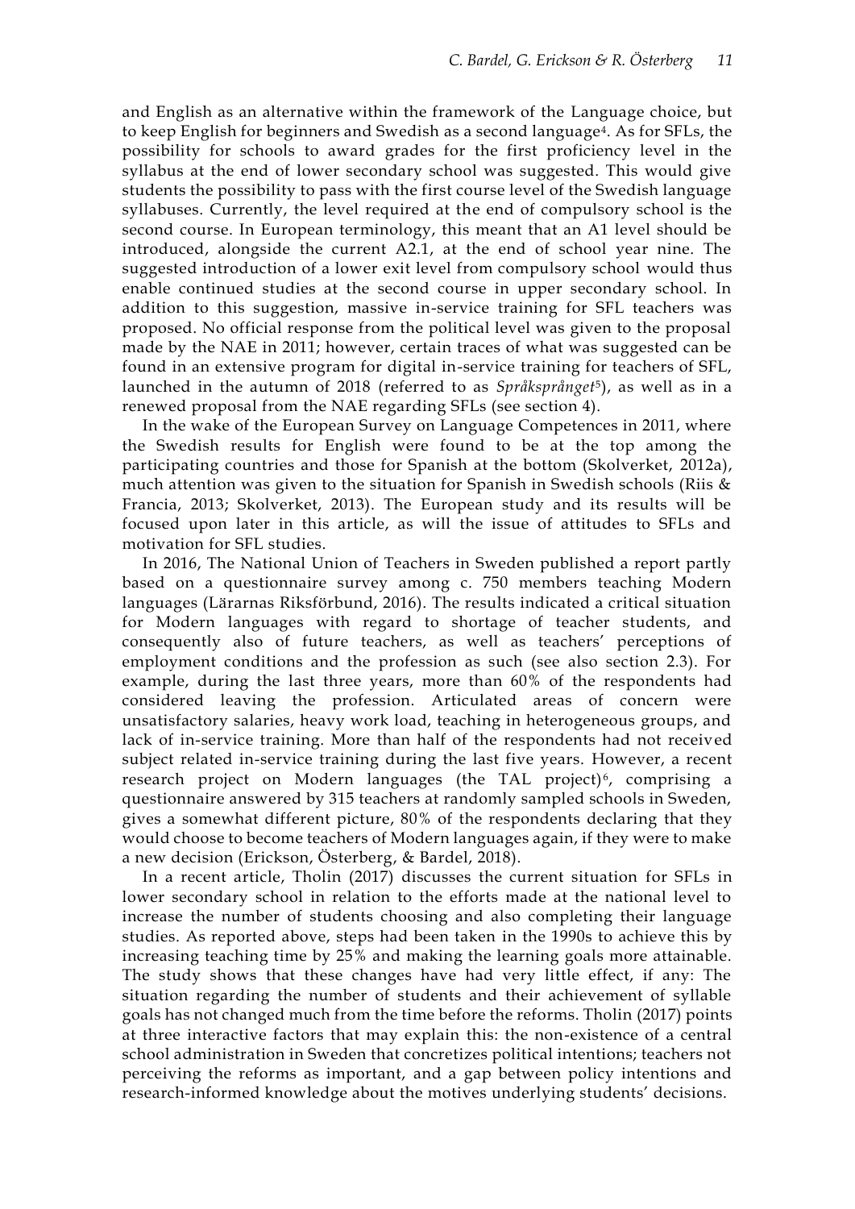and English as an alternative within the framework of the Language choice, but to keep English for beginners and Swedish as a second language[4]. As for SFLs, the possibility for schools to award grades for the first proficiency level in the syllabus at the end of lower secondary school was suggested. This would give students the possibility to pass with the first course level of the Swedish language syllabuses. Currently, the level required at the end of compulsory school is the second course. In European terminology, this meant that an A1 level should be introduced, alongside the current A2.1, at the end of school year nine. The suggested introduction of a lower exit level from compulsory school would thus enable continued studies at the second course in upper secondary school. In addition to this suggestion, massive in-service training for SFL teachers was proposed. No official response from the political level was given to the proposal made by the NAE in 2011; however, certain traces of what was suggested can be found in an extensive program for digital in-service training for teachers of SFL, launched in the autumn of 2018 (referred to as *Språksprånget*[5]), as well as in a renewed proposal from the NAE regarding SFLs (see section 4).

In the wake of the European Survey on Language Competences in 2011, where the Swedish results for English were found to be at the top among the participating countries and those for Spanish at the bottom (Skolverket, 2012a), much attention was given to the situation for Spanish in Swedish schools (Riis & Francia, 2013; Skolverket, 2013). The European study and its results will be focused upon later in this article, as will the issue of attitudes to SFLs and motivation for SFL studies.

In 2016, The National Union of Teachers in Sweden published a report partly based on a questionnaire survey among c. 750 members teaching Modern languages (Lärarnas Riksförbund, 2016). The results indicated a critical situation for Modern languages with regard to shortage of teacher students, and consequently also of future teachers, as well as teachers' perceptions of employment conditions and the profession as such (see also section 2.3). For example, during the last three years, more than 60% of the respondents had considered leaving the profession. Articulated areas of concern were unsatisfactory salaries, heavy work load, teaching in heterogeneous groups, and lack of in-service training. More than half of the respondents had not received subject related in-service training during the last five years. However, a recent research project on Modern languages (the TAL project)[6], comprising a questionnaire answered by 315 teachers at randomly sampled schools in Sweden, gives a somewhat different picture, 80% of the respondents declaring that they would choose to become teachers of Modern languages again, if they were to make a new decision (Erickson, Österberg, & Bardel, 2018).

In a recent article, Tholin (2017) discusses the current situation for SFLs in lower secondary school in relation to the efforts made at the national level to increase the number of students choosing and also completing their language studies. As reported above, steps had been taken in the 1990s to achieve this by increasing teaching time by 25% and making the learning goals more attainable. The study shows that these changes have had very little effect, if any: The situation regarding the number of students and their achievement of syllable goals has not changed much from the time before the reforms. Tholin (2017) points at three interactive factors that may explain this: the non-existence of a central school administration in Sweden that concretizes political intentions; teachers not perceiving the reforms as important, and a gap between policy intentions and research-informed knowledge about the motives underlying students' decisions.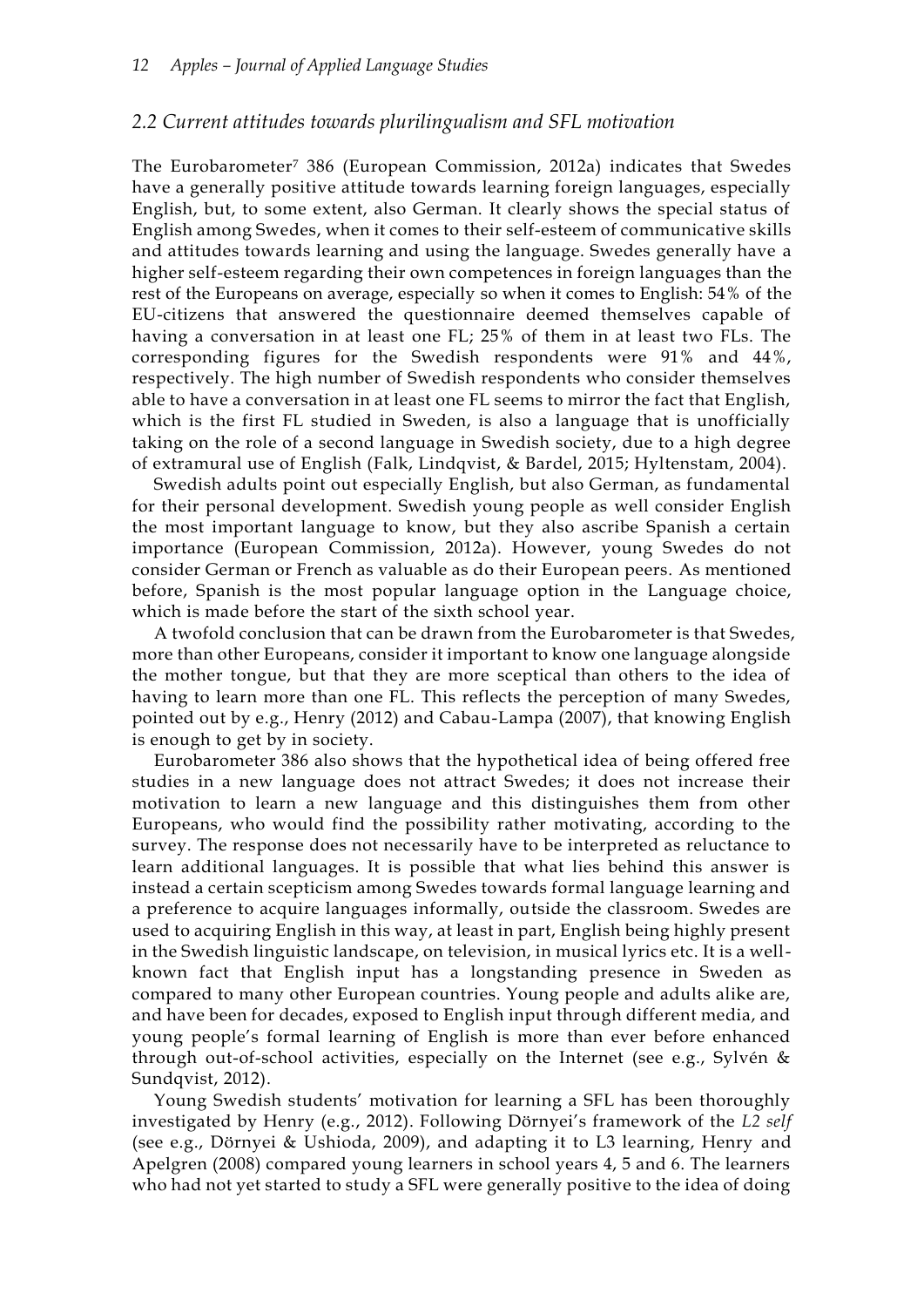### *2.2 Current attitudes towards plurilingualism and SFL motivation*

The Eurobarometer[7] 386 (European Commission, 2012a) indicates that Swedes have a generally positive attitude towards learning foreign languages, especially English, but, to some extent, also German. It clearly shows the special status of English among Swedes, when it comes to their self-esteem of communicative skills and attitudes towards learning and using the language. Swedes generally have a higher self-esteem regarding their own competences in foreign languages than the rest of the Europeans on average, especially so when it comes to English: 54% of the EU-citizens that answered the questionnaire deemed themselves capable of having a conversation in at least one FL; 25% of them in at least two FLs. The corresponding figures for the Swedish respondents were 91% and 44%, respectively. The high number of Swedish respondents who consider themselves able to have a conversation in at least one FL seems to mirror the fact that English, which is the first FL studied in Sweden, is also a language that is unofficially taking on the role of a second language in Swedish society, due to a high degree of extramural use of English (Falk, Lindqvist, & Bardel, 2015; Hyltenstam, 2004).

Swedish adults point out especially English, but also German, as fundamental for their personal development. Swedish young people as well consider English the most important language to know, but they also ascribe Spanish a certain importance (European Commission, 2012a). However, young Swedes do not consider German or French as valuable as do their European peers. As mentioned before, Spanish is the most popular language option in the Language choice, which is made before the start of the sixth school year.

A twofold conclusion that can be drawn from the Eurobarometer is that Swedes, more than other Europeans, consider it important to know one language alongside the mother tongue, but that they are more sceptical than others to the idea of having to learn more than one FL. This reflects the perception of many Swedes, pointed out by e.g., Henry (2012) and Cabau-Lampa (2007), that knowing English is enough to get by in society.

Eurobarometer 386 also shows that the hypothetical idea of being offered free studies in a new language does not attract Swedes; it does not increase their motivation to learn a new language and this distinguishes them from other Europeans, who would find the possibility rather motivating, according to the survey. The response does not necessarily have to be interpreted as reluctance to learn additional languages. It is possible that what lies behind this answer is instead a certain scepticism among Swedes towards formal language learning and a preference to acquire languages informally, outside the classroom. Swedes are used to acquiring English in this way, at least in part, English being highly present in the Swedish linguistic landscape, on television, in musical lyrics etc. It is a well-known fact that English input has a longstanding presence in Sweden as compared to many other European countries. Young people and adults alike are, and have been for decades, exposed to English input through different media, and young people's formal learning of English is more than ever before enhanced through out-of-school activities, especially on the Internet (see e.g., Sylvén & Sundqvist, 2012).

Young Swedish students' motivation for learning a SFL has been thoroughly investigated by Henry (e.g., 2012). Following Dörnyei's framework of the *L2 self* (see e.g., Dörnyei & Ushioda, 2009), and adapting it to L3 learning, Henry and Apelgren (2008) compared young learners in school years 4, 5 and 6. The learners who had not yet started to study a SFL were generally positive to the idea of doing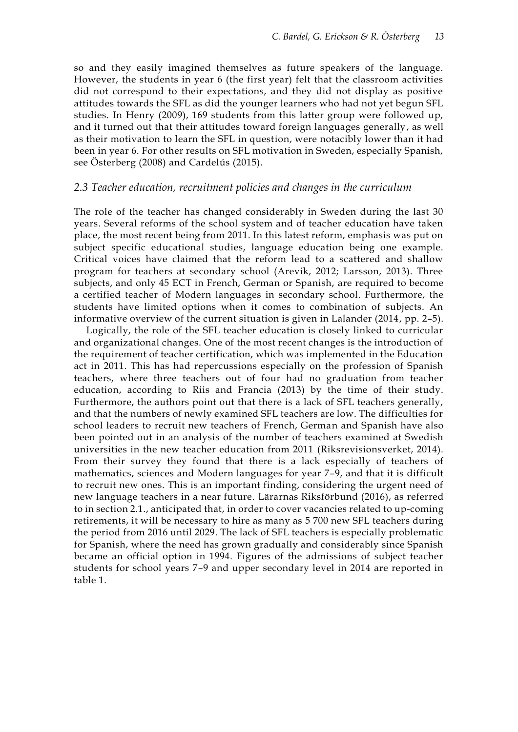so and they easily imagined themselves as future speakers of the language. However, the students in year 6 (the first year) felt that the classroom activities did not correspond to their expectations, and they did not display as positive attitudes towards the SFL as did the younger learners who had not yet begun SFL studies. In Henry (2009), 169 students from this latter group were followed up, and it turned out that their attitudes toward foreign languages generally, as well as their motivation to learn the SFL in question, were notacibly lower than it had been in year 6. For other results on SFL motivation in Sweden, especially Spanish, see Österberg (2008) and Cardelús (2015).

### *2.3 Teacher education, recruitment policies and changes in the curriculum*

The role of the teacher has changed considerably in Sweden during the last 30 years. Several reforms of the school system and of teacher education have taken place, the most recent being from 2011. In this latest reform, emphasis was put on subject specific educational studies, language education being one example. Critical voices have claimed that the reform lead to a scattered and shallow program for teachers at secondary school (Arevik, 2012; Larsson, 2013). Three subjects, and only 45 ECT in French, German or Spanish, are required to become a certified teacher of Modern languages in secondary school. Furthermore, the students have limited options when it comes to combination of subjects. An informative overview of the current situation is given in Lalander (2014, pp. 2–5).

Logically, the role of the SFL teacher education is closely linked to curricular and organizational changes. One of the most recent changes is the introduction of the requirement of teacher certification, which was implemented in the Education act in 2011. This has had repercussions especially on the profession of Spanish teachers, where three teachers out of four had no graduation from teacher education, according to Riis and Francia (2013) by the time of their study. Furthermore, the authors point out that there is a lack of SFL teachers generally, and that the numbers of newly examined SFL teachers are low. The difficulties for school leaders to recruit new teachers of French, German and Spanish have also been pointed out in an analysis of the number of teachers examined at Swedish universities in the new teacher education from 2011 (Riksrevisionsverket, 2014). From their survey they found that there is a lack especially of teachers of mathematics, sciences and Modern languages for year 7–9, and that it is difficult to recruit new ones. This is an important finding, considering the urgent need of new language teachers in a near future. Lärarnas Riksförbund (2016), as referred to in section 2.1., anticipated that, in order to cover vacancies related to up-coming retirements, it will be necessary to hire as many as 5 700 new SFL teachers during the period from 2016 until 2029. The lack of SFL teachers is especially problematic for Spanish, where the need has grown gradually and considerably since Spanish became an official option in 1994. Figures of the admissions of subject teacher students for school years 7–9 and upper secondary level in 2014 are reported in table 1.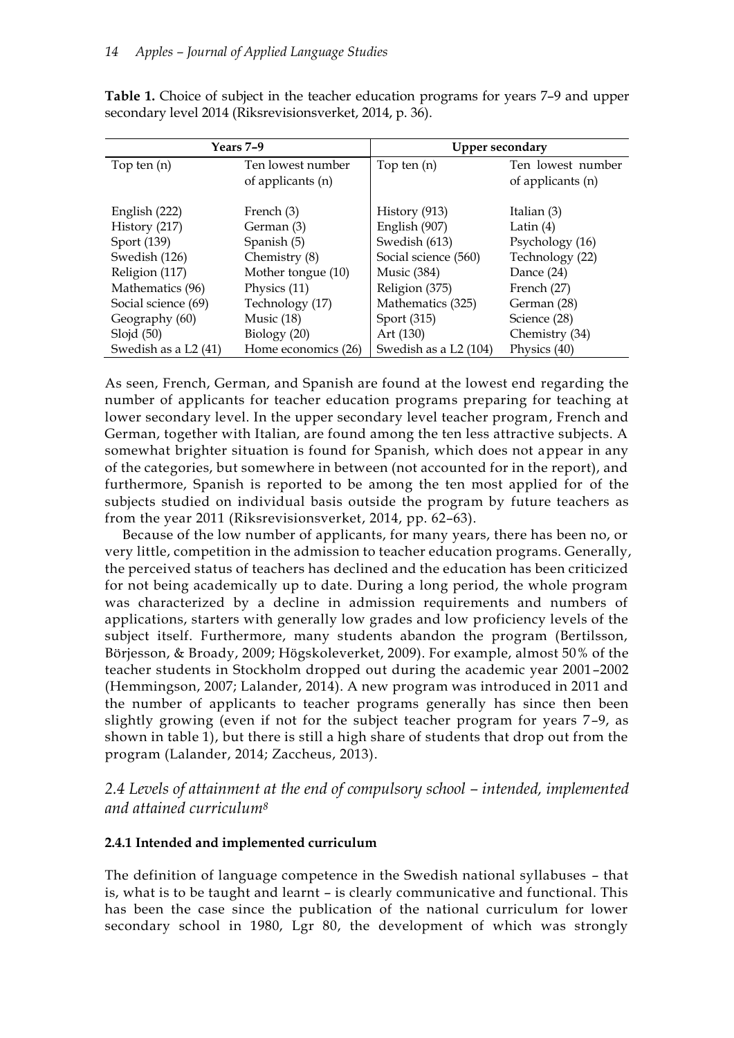**Table 1.** Choice of subject in the teacher education programs for years 7–9 and upper secondary level 2014 (Riksrevisionsverket, 2014, p. 36).

| Years 7–9 | | Upper secondary | |
|---|---|---|---|
| Top ten (n) | Ten lowest number of applicants (n) | Top ten (n) | Ten lowest number of applicants (n) |
| English (222) | French (3) | History (913) | Italian (3) |
| History (217) | German (3) | English (907) | Latin (4) |
| Sport (139) | Spanish (5) | Swedish (613) | Psychology (16) |
| Swedish (126) | Chemistry (8) | Social science (560) | Technology (22) |
| Religion (117) | Mother tongue (10) | Music (384) | Dance (24) |
| Mathematics (96) | Physics (11) | Religion (375) | French (27) |
| Social science (69) | Technology (17) | Mathematics (325) | German (28) |
| Geography (60) | Music (18) | Sport (315) | Science (28) |
| Slojd (50) | Biology (20) | Art (130) | Chemistry (34) |
| Swedish as a L2 (41) | Home economics (26) | Swedish as a L2 (104) | Physics (40) |

As seen, French, German, and Spanish are found at the lowest end regarding the number of applicants for teacher education programs preparing for teaching at lower secondary level. In the upper secondary level teacher program, French and German, together with Italian, are found among the ten less attractive subjects. A somewhat brighter situation is found for Spanish, which does not appear in any of the categories, but somewhere in between (not accounted for in the report), and furthermore, Spanish is reported to be among the ten most applied for of the subjects studied on individual basis outside the program by future teachers as from the year 2011 (Riksrevisionsverket, 2014, pp. 62–63).

Because of the low number of applicants, for many years, there has been no, or very little, competition in the admission to teacher education programs. Generally, the perceived status of teachers has declined and the education has been criticized for not being academically up to date. During a long period, the whole program was characterized by a decline in admission requirements and numbers of applications, starters with generally low grades and low proficiency levels of the subject itself. Furthermore, many students abandon the program (Bertilsson, Börjesson, & Broady, 2009; Högskoleverket, 2009). For example, almost 50% of the teacher students in Stockholm dropped out during the academic year 2001–2002 (Hemmingson, 2007; Lalander, 2014). A new program was introduced in 2011 and the number of applicants to teacher programs generally has since then been slightly growing (even if not for the subject teacher program for years 7–9, as shown in table 1), but there is still a high share of students that drop out from the program (Lalander, 2014; Zaccheus, 2013).

## *2.4 Levels of attainment at the end of compulsory school – intended, implemented and attained curriculum*[8]

### 2.4.1 Intended and implemented curriculum

The definition of language competence in the Swedish national syllabuses – that is, what is to be taught and learnt – is clearly communicative and functional. This has been the case since the publication of the national curriculum for lower secondary school in 1980, Lgr 80, the development of which was strongly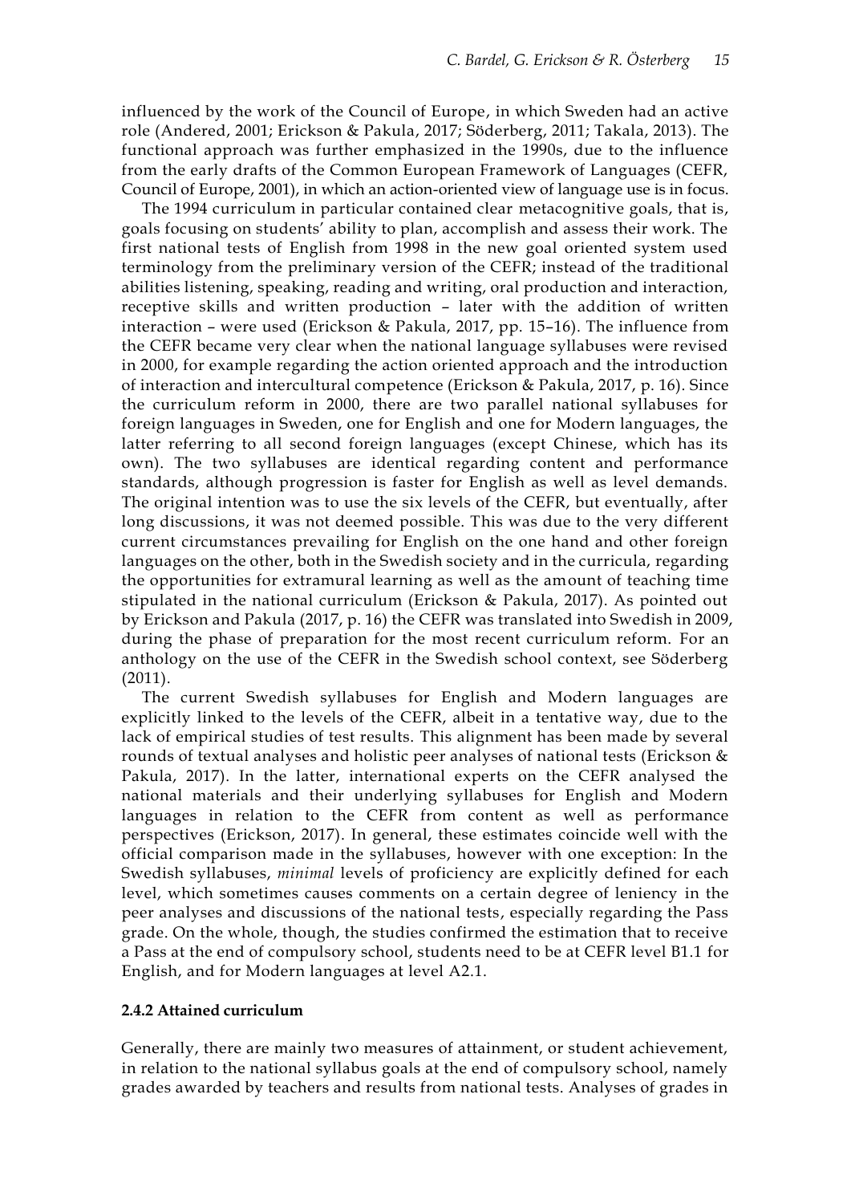influenced by the work of the Council of Europe, in which Sweden had an active role (Andered, 2001; Erickson & Pakula, 2017; Söderberg, 2011; Takala, 2013). The functional approach was further emphasized in the 1990s, due to the influence from the early drafts of the Common European Framework of Languages (CEFR, Council of Europe, 2001), in which an action-oriented view of language use is in focus.

The 1994 curriculum in particular contained clear metacognitive goals, that is, goals focusing on students' ability to plan, accomplish and assess their work. The first national tests of English from 1998 in the new goal oriented system used terminology from the preliminary version of the CEFR; instead of the traditional abilities listening, speaking, reading and writing, oral production and interaction, receptive skills and written production – later with the addition of written interaction – were used (Erickson & Pakula, 2017, pp. 15–16). The influence from the CEFR became very clear when the national language syllabuses were revised in 2000, for example regarding the action oriented approach and the introduction of interaction and intercultural competence (Erickson & Pakula, 2017, p. 16). Since the curriculum reform in 2000, there are two parallel national syllabuses for foreign languages in Sweden, one for English and one for Modern languages, the latter referring to all second foreign languages (except Chinese, which has its own). The two syllabuses are identical regarding content and performance standards, although progression is faster for English as well as level demands. The original intention was to use the six levels of the CEFR, but eventually, after long discussions, it was not deemed possible. This was due to the very different current circumstances prevailing for English on the one hand and other foreign languages on the other, both in the Swedish society and in the curricula, regarding the opportunities for extramural learning as well as the amount of teaching time stipulated in the national curriculum (Erickson & Pakula, 2017). As pointed out by Erickson and Pakula (2017, p. 16) the CEFR was translated into Swedish in 2009, during the phase of preparation for the most recent curriculum reform. For an anthology on the use of the CEFR in the Swedish school context, see Söderberg (2011).

The current Swedish syllabuses for English and Modern languages are explicitly linked to the levels of the CEFR, albeit in a tentative way, due to the lack of empirical studies of test results. This alignment has been made by several rounds of textual analyses and holistic peer analyses of national tests (Erickson & Pakula, 2017). In the latter, international experts on the CEFR analysed the national materials and their underlying syllabuses for English and Modern languages in relation to the CEFR from content as well as performance perspectives (Erickson, 2017). In general, these estimates coincide well with the official comparison made in the syllabuses, however with one exception: In the Swedish syllabuses, *minimal* levels of proficiency are explicitly defined for each level, which sometimes causes comments on a certain degree of leniency in the peer analyses and discussions of the national tests, especially regarding the Pass grade. On the whole, though, the studies confirmed the estimation that to receive a Pass at the end of compulsory school, students need to be at CEFR level B1.1 for English, and for Modern languages at level A2.1.

### 2.4.2 Attained curriculum

Generally, there are mainly two measures of attainment, or student achievement, in relation to the national syllabus goals at the end of compulsory school, namely grades awarded by teachers and results from national tests. Analyses of grades in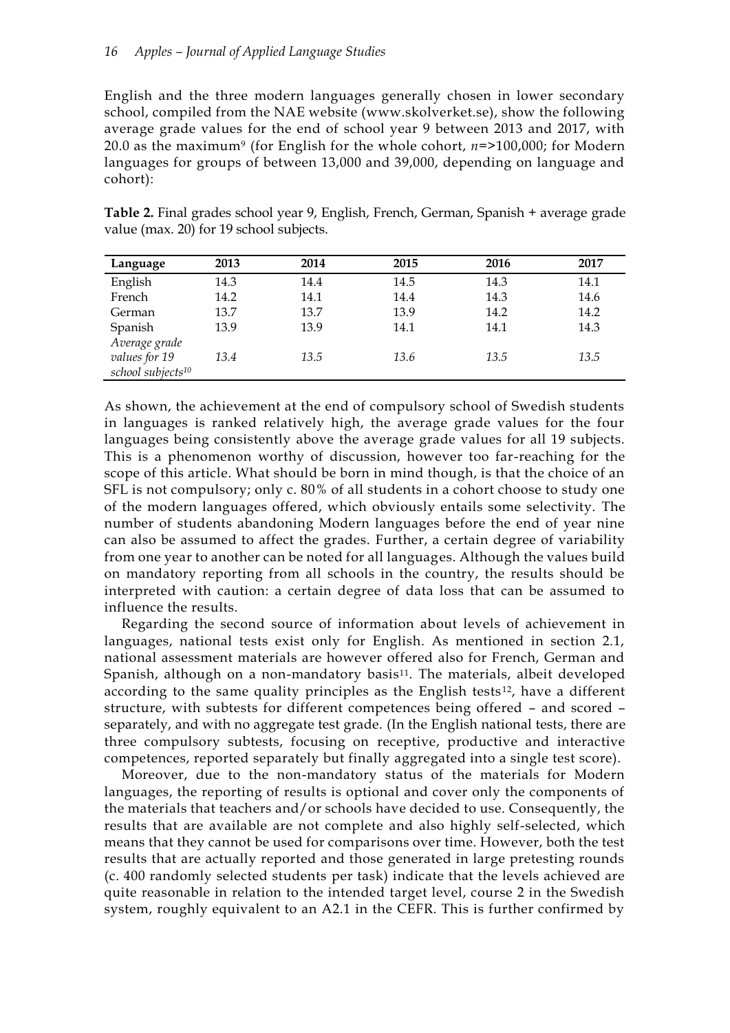English and the three modern languages generally chosen in lower secondary school, compiled from the NAE website (www.skolverket.se), show the following average grade values for the end of school year 9 between 2013 and 2017, with 20.0 as the maximum[9] (for English for the whole cohort, $n$=>100,000; for Modern languages for groups of between 13,000 and 39,000, depending on language and cohort):

**Table 2.** Final grades school year 9, English, French, German, Spanish + average grade value (max. 20) for 19 school subjects.

| Language | 2013 | 2014 | 2015 | 2016 | 2017 |
|---|---|---|---|---|---|
| English | 14.3 | 14.4 | 14.5 | 14.3 | 14.1 |
| French | 14.2 | 14.1 | 14.4 | 14.3 | 14.6 |
| German | 13.7 | 13.7 | 13.9 | 14.2 | 14.2 |
| Spanish | 13.9 | 13.9 | 14.1 | 14.1 | 14.3 |
| *Average grade values for 19 school subjects*[10] | *13.4* | *13.5* | *13.6* | *13.5* | *13.5* |

As shown, the achievement at the end of compulsory school of Swedish students in languages is ranked relatively high, the average grade values for the four languages being consistently above the average grade values for all 19 subjects. This is a phenomenon worthy of discussion, however too far-reaching for the scope of this article. What should be born in mind though, is that the choice of an SFL is not compulsory; only c. 80% of all students in a cohort choose to study one of the modern languages offered, which obviously entails some selectivity. The number of students abandoning Modern languages before the end of year nine can also be assumed to affect the grades. Further, a certain degree of variability from one year to another can be noted for all languages. Although the values build on mandatory reporting from all schools in the country, the results should be interpreted with caution: a certain degree of data loss that can be assumed to influence the results.

Regarding the second source of information about levels of achievement in languages, national tests exist only for English. As mentioned in section 2.1, national assessment materials are however offered also for French, German and Spanish, although on a non-mandatory basis[11]. The materials, albeit developed according to the same quality principles as the English tests[12], have a different structure, with subtests for different competences being offered – and scored – separately, and with no aggregate test grade. (In the English national tests, there are three compulsory subtests, focusing on receptive, productive and interactive competences, reported separately but finally aggregated into a single test score).

Moreover, due to the non-mandatory status of the materials for Modern languages, the reporting of results is optional and cover only the components of the materials that teachers and/or schools have decided to use. Consequently, the results that are available are not complete and also highly self-selected, which means that they cannot be used for comparisons over time. However, both the test results that are actually reported and those generated in large pretesting rounds (c. 400 randomly selected students per task) indicate that the levels achieved are quite reasonable in relation to the intended target level, course 2 in the Swedish system, roughly equivalent to an A2.1 in the CEFR. This is further confirmed by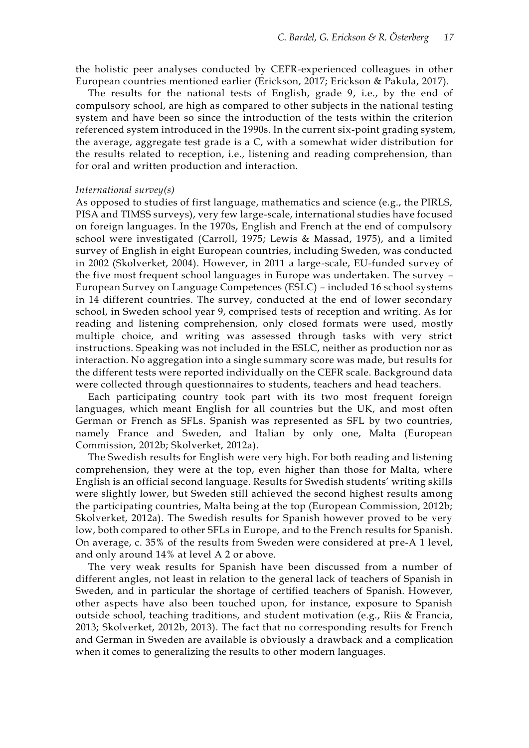the holistic peer analyses conducted by CEFR-experienced colleagues in other European countries mentioned earlier (Erickson, 2017; Erickson & Pakula, 2017).

The results for the national tests of English, grade 9, i.e., by the end of compulsory school, are high as compared to other subjects in the national testing system and have been so since the introduction of the tests within the criterion referenced system introduced in the 1990s. In the current six-point grading system, the average, aggregate test grade is a C, with a somewhat wider distribution for the results related to reception, i.e., listening and reading comprehension, than for oral and written production and interaction.

*International survey(s)*

As opposed to studies of first language, mathematics and science (e.g., the PIRLS, PISA and TIMSS surveys), very few large-scale, international studies have focused on foreign languages. In the 1970s, English and French at the end of compulsory school were investigated (Carroll, 1975; Lewis & Massad, 1975), and a limited survey of English in eight European countries, including Sweden, was conducted in 2002 (Skolverket, 2004). However, in 2011 a large-scale, EU-funded survey of the five most frequent school languages in Europe was undertaken. The survey – European Survey on Language Competences (ESLC) – included 16 school systems in 14 different countries. The survey, conducted at the end of lower secondary school, in Sweden school year 9, comprised tests of reception and writing. As for reading and listening comprehension, only closed formats were used, mostly multiple choice, and writing was assessed through tasks with very strict instructions. Speaking was not included in the ESLC, neither as production nor as interaction. No aggregation into a single summary score was made, but results for the different tests were reported individually on the CEFR scale. Background data were collected through questionnaires to students, teachers and head teachers.

Each participating country took part with its two most frequent foreign languages, which meant English for all countries but the UK, and most often German or French as SFLs. Spanish was represented as SFL by two countries, namely France and Sweden, and Italian by only one, Malta (European Commission, 2012b; Skolverket, 2012a).

The Swedish results for English were very high. For both reading and listening comprehension, they were at the top, even higher than those for Malta, where English is an official second language. Results for Swedish students' writing skills were slightly lower, but Sweden still achieved the second highest results among the participating countries, Malta being at the top (European Commission, 2012b; Skolverket, 2012a). The Swedish results for Spanish however proved to be very low, both compared to other SFLs in Europe, and to the French results for Spanish. On average, c. 35% of the results from Sweden were considered at pre-A 1 level, and only around 14% at level A 2 or above.

The very weak results for Spanish have been discussed from a number of different angles, not least in relation to the general lack of teachers of Spanish in Sweden, and in particular the shortage of certified teachers of Spanish. However, other aspects have also been touched upon, for instance, exposure to Spanish outside school, teaching traditions, and student motivation (e.g., Riis & Francia, 2013; Skolverket, 2012b, 2013). The fact that no corresponding results for French and German in Sweden are available is obviously a drawback and a complication when it comes to generalizing the results to other modern languages.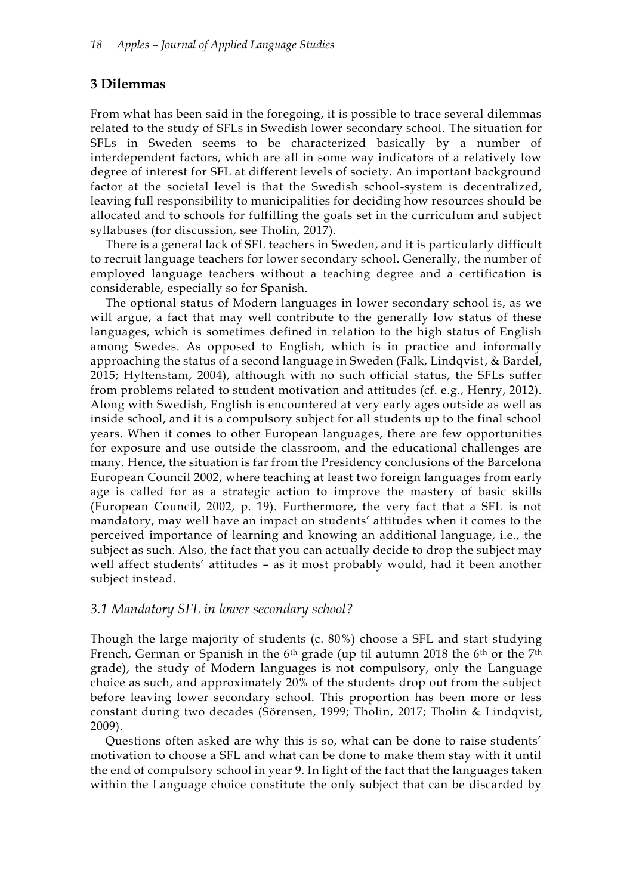## 3 Dilemmas

From what has been said in the foregoing, it is possible to trace several dilemmas related to the study of SFLs in Swedish lower secondary school. The situation for SFLs in Sweden seems to be characterized basically by a number of interdependent factors, which are all in some way indicators of a relatively low degree of interest for SFL at different levels of society. An important background factor at the societal level is that the Swedish school-system is decentralized, leaving full responsibility to municipalities for deciding how resources should be allocated and to schools for fulfilling the goals set in the curriculum and subject syllabuses (for discussion, see Tholin, 2017).

There is a general lack of SFL teachers in Sweden, and it is particularly difficult to recruit language teachers for lower secondary school. Generally, the number of employed language teachers without a teaching degree and a certification is considerable, especially so for Spanish.

The optional status of Modern languages in lower secondary school is, as we will argue, a fact that may well contribute to the generally low status of these languages, which is sometimes defined in relation to the high status of English among Swedes. As opposed to English, which is in practice and informally approaching the status of a second language in Sweden (Falk, Lindqvist, & Bardel, 2015; Hyltenstam, 2004), although with no such official status, the SFLs suffer from problems related to student motivation and attitudes (cf. e.g., Henry, 2012). Along with Swedish, English is encountered at very early ages outside as well as inside school, and it is a compulsory subject for all students up to the final school years. When it comes to other European languages, there are few opportunities for exposure and use outside the classroom, and the educational challenges are many. Hence, the situation is far from the Presidency conclusions of the Barcelona European Council 2002, where teaching at least two foreign languages from early age is called for as a strategic action to improve the mastery of basic skills (European Council, 2002, p. 19). Furthermore, the very fact that a SFL is not mandatory, may well have an impact on students' attitudes when it comes to the perceived importance of learning and knowing an additional language, i.e., the subject as such. Also, the fact that you can actually decide to drop the subject may well affect students' attitudes – as it most probably would, had it been another subject instead.

### *3.1 Mandatory SFL in lower secondary school?*

Though the large majority of students (c. 80%) choose a SFL and start studying French, German or Spanish in the 6th grade (up til autumn 2018 the 6th or the 7th grade), the study of Modern languages is not compulsory, only the Language choice as such, and approximately 20% of the students drop out from the subject before leaving lower secondary school. This proportion has been more or less constant during two decades (Sörensen, 1999; Tholin, 2017; Tholin & Lindqvist, 2009).

Questions often asked are why this is so, what can be done to raise students' motivation to choose a SFL and what can be done to make them stay with it until the end of compulsory school in year 9. In light of the fact that the languages taken within the Language choice constitute the only subject that can be discarded by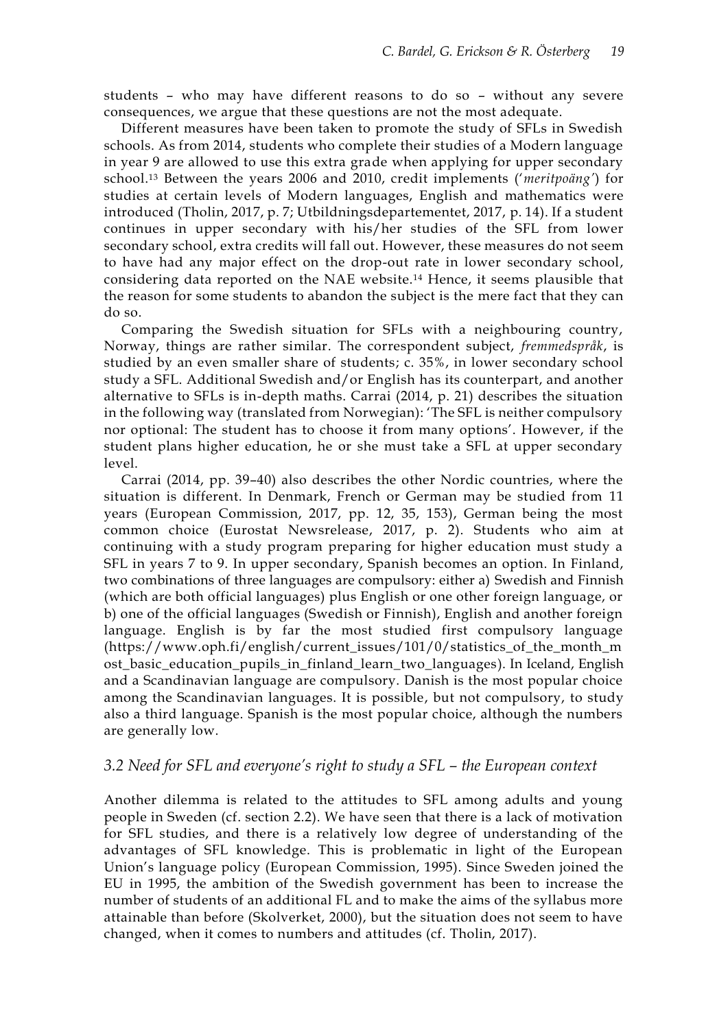students – who may have different reasons to do so – without any severe consequences, we argue that these questions are not the most adequate.

Different measures have been taken to promote the study of SFLs in Swedish schools. As from 2014, students who complete their studies of a Modern language in year 9 are allowed to use this extra grade when applying for upper secondary school.[13] Between the years 2006 and 2010, credit implements (*'meritpoäng'*) for studies at certain levels of Modern languages, English and mathematics were introduced (Tholin, 2017, p. 7; Utbildningsdepartementet, 2017, p. 14). If a student continues in upper secondary with his/her studies of the SFL from lower secondary school, extra credits will fall out. However, these measures do not seem to have had any major effect on the drop-out rate in lower secondary school, considering data reported on the NAE website.[14] Hence, it seems plausible that the reason for some students to abandon the subject is the mere fact that they can do so.

Comparing the Swedish situation for SFLs with a neighbouring country, Norway, things are rather similar. The correspondent subject, *fremmedspråk*, is studied by an even smaller share of students; c. 35%, in lower secondary school study a SFL. Additional Swedish and/or English has its counterpart, and another alternative to SFLs is in-depth maths. Carrai (2014, p. 21) describes the situation in the following way (translated from Norwegian): 'The SFL is neither compulsory nor optional: The student has to choose it from many options'. However, if the student plans higher education, he or she must take a SFL at upper secondary level.

Carrai (2014, pp. 39–40) also describes the other Nordic countries, where the situation is different. In Denmark, French or German may be studied from 11 years (European Commission, 2017, pp. 12, 35, 153), German being the most common choice (Eurostat Newsrelease, 2017, p. 2). Students who aim at continuing with a study program preparing for higher education must study a SFL in years 7 to 9. In upper secondary, Spanish becomes an option. In Finland, two combinations of three languages are compulsory: either a) Swedish and Finnish (which are both official languages) plus English or one other foreign language, or b) one of the official languages (Swedish or Finnish), English and another foreign language. English is by far the most studied first compulsory language (https://www.oph.fi/english/current_issues/101/0/statistics_of_the_month_most_basic_education_pupils_in_finland_learn_two_languages). In Iceland, English and a Scandinavian language are compulsory. Danish is the most popular choice among the Scandinavian languages. It is possible, but not compulsory, to study also a third language. Spanish is the most popular choice, although the numbers are generally low.

### *3.2 Need for SFL and everyone's right to study a SFL – the European context*

Another dilemma is related to the attitudes to SFL among adults and young people in Sweden (cf. section 2.2). We have seen that there is a lack of motivation for SFL studies, and there is a relatively low degree of understanding of the advantages of SFL knowledge. This is problematic in light of the European Union's language policy (European Commission, 1995). Since Sweden joined the EU in 1995, the ambition of the Swedish government has been to increase the number of students of an additional FL and to make the aims of the syllabus more attainable than before (Skolverket, 2000), but the situation does not seem to have changed, when it comes to numbers and attitudes (cf. Tholin, 2017).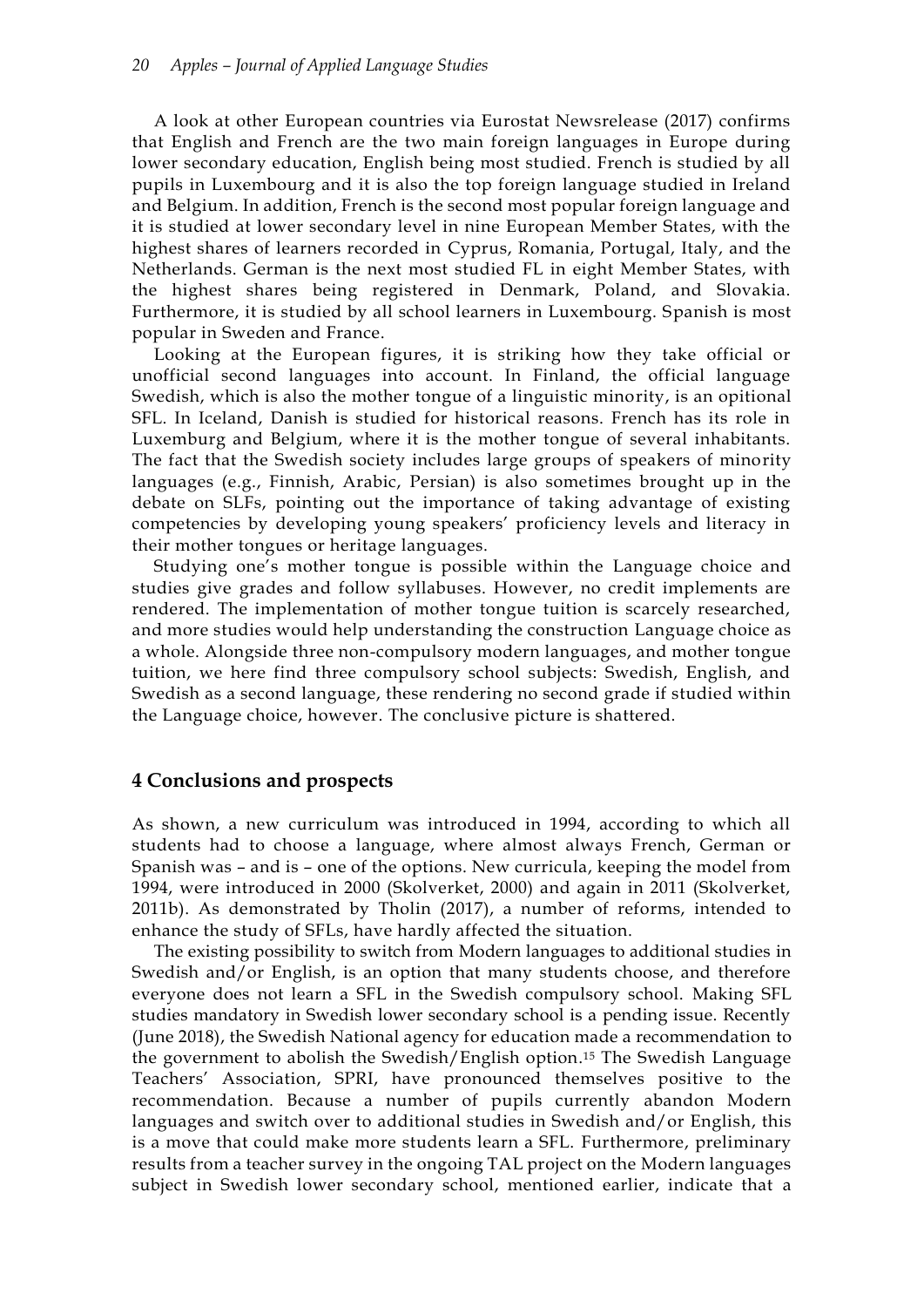A look at other European countries via Eurostat Newsrelease (2017) confirms that English and French are the two main foreign languages in Europe during lower secondary education, English being most studied. French is studied by all pupils in Luxembourg and it is also the top foreign language studied in Ireland and Belgium. In addition, French is the second most popular foreign language and it is studied at lower secondary level in nine European Member States, with the highest shares of learners recorded in Cyprus, Romania, Portugal, Italy, and the Netherlands. German is the next most studied FL in eight Member States, with the highest shares being registered in Denmark, Poland, and Slovakia. Furthermore, it is studied by all school learners in Luxembourg. Spanish is most popular in Sweden and France.

Looking at the European figures, it is striking how they take official or unofficial second languages into account. In Finland, the official language Swedish, which is also the mother tongue of a linguistic minority, is an opitional SFL. In Iceland, Danish is studied for historical reasons. French has its role in Luxemburg and Belgium, where it is the mother tongue of several inhabitants. The fact that the Swedish society includes large groups of speakers of minority languages (e.g., Finnish, Arabic, Persian) is also sometimes brought up in the debate on SLFs, pointing out the importance of taking advantage of existing competencies by developing young speakers' proficiency levels and literacy in their mother tongues or heritage languages.

Studying one's mother tongue is possible within the Language choice and studies give grades and follow syllabuses. However, no credit implements are rendered. The implementation of mother tongue tuition is scarcely researched, and more studies would help understanding the construction Language choice as a whole. Alongside three non-compulsory modern languages, and mother tongue tuition, we here find three compulsory school subjects: Swedish, English, and Swedish as a second language, these rendering no second grade if studied within the Language choice, however. The conclusive picture is shattered.

## 4 Conclusions and prospects

As shown, a new curriculum was introduced in 1994, according to which all students had to choose a language, where almost always French, German or Spanish was – and is – one of the options. New curricula, keeping the model from 1994, were introduced in 2000 (Skolverket, 2000) and again in 2011 (Skolverket, 2011b). As demonstrated by Tholin (2017), a number of reforms, intended to enhance the study of SFLs, have hardly affected the situation.

The existing possibility to switch from Modern languages to additional studies in Swedish and/or English, is an option that many students choose, and therefore everyone does not learn a SFL in the Swedish compulsory school. Making SFL studies mandatory in Swedish lower secondary school is a pending issue. Recently (June 2018), the Swedish National agency for education made a recommendation to the government to abolish the Swedish/English option.[15] The Swedish Language Teachers' Association, SPRI, have pronounced themselves positive to the recommendation. Because a number of pupils currently abandon Modern languages and switch over to additional studies in Swedish and/or English, this is a move that could make more students learn a SFL. Furthermore, preliminary results from a teacher survey in the ongoing TAL project on the Modern languages subject in Swedish lower secondary school, mentioned earlier, indicate that a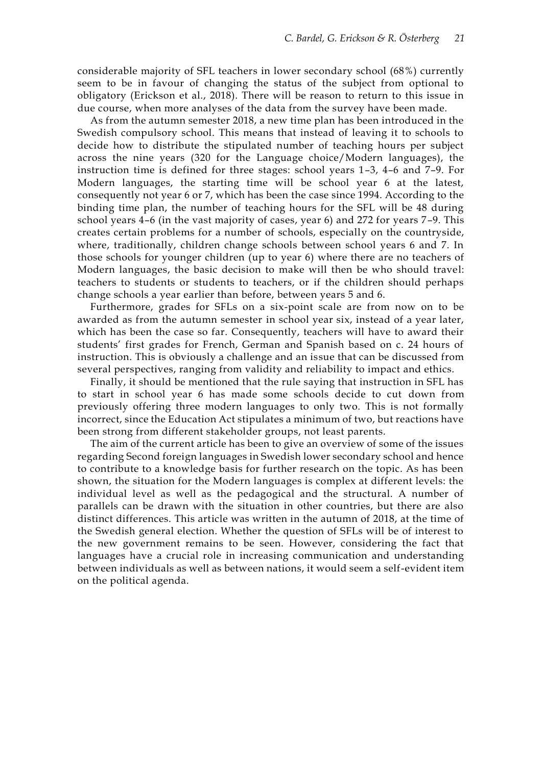considerable majority of SFL teachers in lower secondary school (68%) currently seem to be in favour of changing the status of the subject from optional to obligatory (Erickson et al., 2018). There will be reason to return to this issue in due course, when more analyses of the data from the survey have been made.

As from the autumn semester 2018, a new time plan has been introduced in the Swedish compulsory school. This means that instead of leaving it to schools to decide how to distribute the stipulated number of teaching hours per subject across the nine years (320 for the Language choice/Modern languages), the instruction time is defined for three stages: school years 1–3, 4–6 and 7–9. For Modern languages, the starting time will be school year 6 at the latest, consequently not year 6 or 7, which has been the case since 1994. According to the binding time plan, the number of teaching hours for the SFL will be 48 during school years 4–6 (in the vast majority of cases, year 6) and 272 for years 7–9. This creates certain problems for a number of schools, especially on the countryside, where, traditionally, children change schools between school years 6 and 7. In those schools for younger children (up to year 6) where there are no teachers of Modern languages, the basic decision to make will then be who should travel: teachers to students or students to teachers, or if the children should perhaps change schools a year earlier than before, between years 5 and 6.

Furthermore, grades for SFLs on a six-point scale are from now on to be awarded as from the autumn semester in school year six, instead of a year later, which has been the case so far. Consequently, teachers will have to award their students' first grades for French, German and Spanish based on c. 24 hours of instruction. This is obviously a challenge and an issue that can be discussed from several perspectives, ranging from validity and reliability to impact and ethics.

Finally, it should be mentioned that the rule saying that instruction in SFL has to start in school year 6 has made some schools decide to cut down from previously offering three modern languages to only two. This is not formally incorrect, since the Education Act stipulates a minimum of two, but reactions have been strong from different stakeholder groups, not least parents.

The aim of the current article has been to give an overview of some of the issues regarding Second foreign languages in Swedish lower secondary school and hence to contribute to a knowledge basis for further research on the topic. As has been shown, the situation for the Modern languages is complex at different levels: the individual level as well as the pedagogical and the structural. A number of parallels can be drawn with the situation in other countries, but there are also distinct differences. This article was written in the autumn of 2018, at the time of the Swedish general election. Whether the question of SFLs will be of interest to the new government remains to be seen. However, considering the fact that languages have a crucial role in increasing communication and understanding between individuals as well as between nations, it would seem a self-evident item on the political agenda.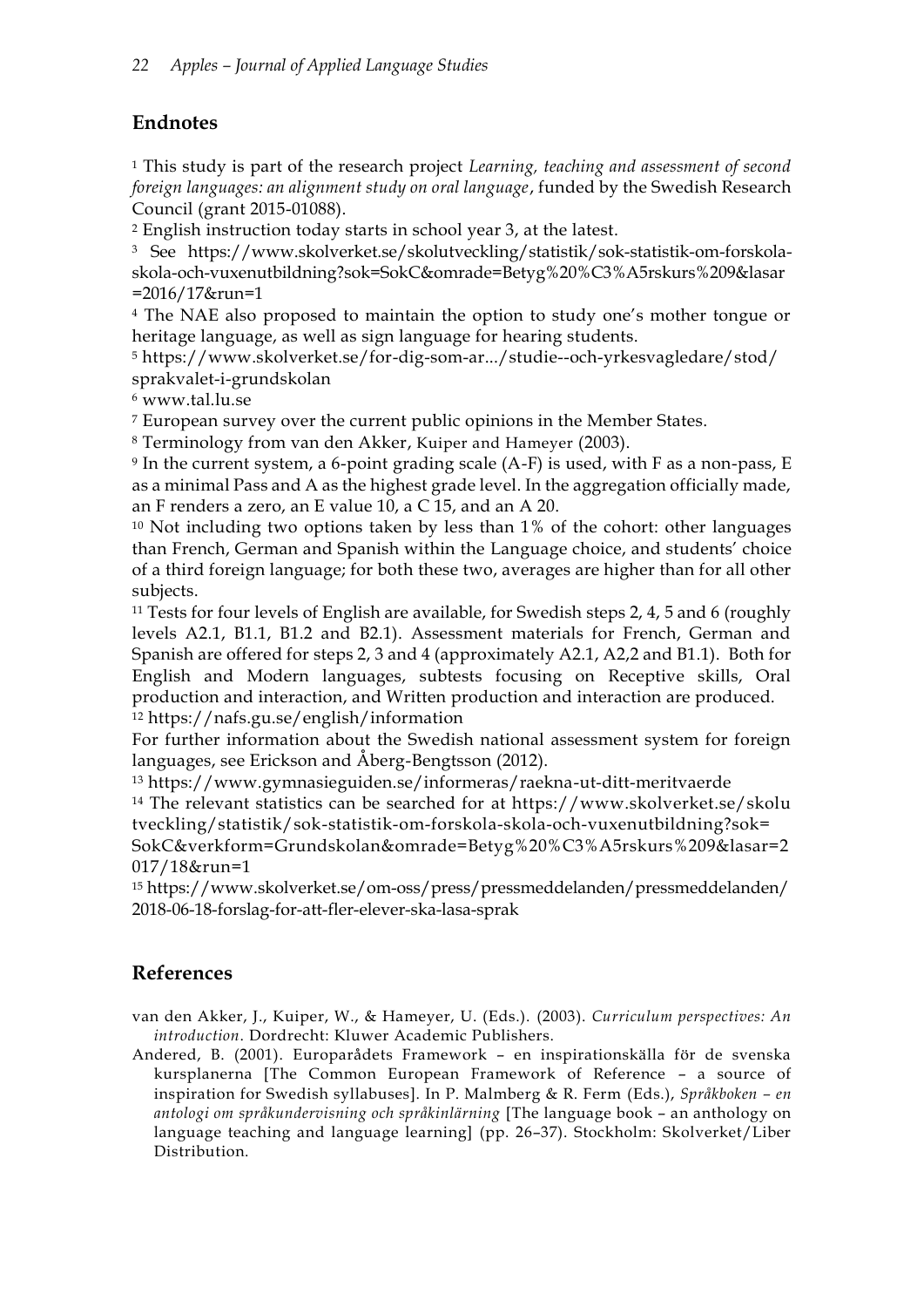## Endnotes

[1] This study is part of the research project *Learning, teaching and assessment of second foreign languages: an alignment study on oral language*, funded by the Swedish Research Council (grant 2015-01088).

[2] English instruction today starts in school year 3, at the latest.

[3] See https://www.skolverket.se/skolutveckling/statistik/sok-statistik-om-forskola-skola-och-vuxenutbildning?sok=SokC&omrade=Betyg%20%C3%A5rskurs%209&lasar=2016/17&run=1

[4] The NAE also proposed to maintain the option to study one's mother tongue or heritage language, as well as sign language for hearing students.

[5] https://www.skolverket.se/for-dig-som-ar.../studie--och-yrkesvagledare/stod/sprakvalet-i-grundskolan

[6] www.tal.lu.se

[7] European survey over the current public opinions in the Member States.

[8] Terminology from van den Akker, Kuiper and Hameyer (2003).

[9] In the current system, a 6-point grading scale (A-F) is used, with F as a non-pass, E as a minimal Pass and A as the highest grade level. In the aggregation officially made, an F renders a zero, an E value 10, a C 15, and an A 20.

[10] Not including two options taken by less than 1% of the cohort: other languages than French, German and Spanish within the Language choice, and students' choice of a third foreign language; for both these two, averages are higher than for all other subjects.

[11] Tests for four levels of English are available, for Swedish steps 2, 4, 5 and 6 (roughly levels A2.1, B1.1, B1.2 and B2.1). Assessment materials for French, German and Spanish are offered for steps 2, 3 and 4 (approximately A2.1, A2,2 and B1.1). Both for English and Modern languages, subtests focusing on Receptive skills, Oral production and interaction, and Written production and interaction are produced.

[12] https://nafs.gu.se/english/information
For further information about the Swedish national assessment system for foreign languages, see Erickson and Åberg-Bengtsson (2012).

[13] https://www.gymnasieguiden.se/informeras/raekna-ut-ditt-meritvaerde

[14] The relevant statistics can be searched for at https://www.skolverket.se/skolutveckling/statistik/sok-statistik-om-forskola-skola-och-vuxenutbildning?sok=SokC&verkform=Grundskolan&omrade=Betyg%20%C3%A5rskurs%209&lasar=2017/18&run=1

[15] https://www.skolverket.se/om-oss/press/pressmeddelanden/pressmeddelanden/2018-06-18-forslag-for-att-fler-elever-ska-lasa-sprak

## References

van den Akker, J., Kuiper, W., & Hameyer, U. (Eds.). (2003). *Curriculum perspectives: An introduction*. Dordrecht: Kluwer Academic Publishers.

Andered, B. (2001). Europarådets Framework – en inspirationskälla för de svenska kursplanerna [The Common European Framework of Reference – a source of inspiration for Swedish syllabuses]. In P. Malmberg & R. Ferm (Eds.), *Språkboken – en antologi om språkundervisning och språkinlärning* [The language book – an anthology on language teaching and language learning] (pp. 26–37). Stockholm: Skolverket/Liber Distribution.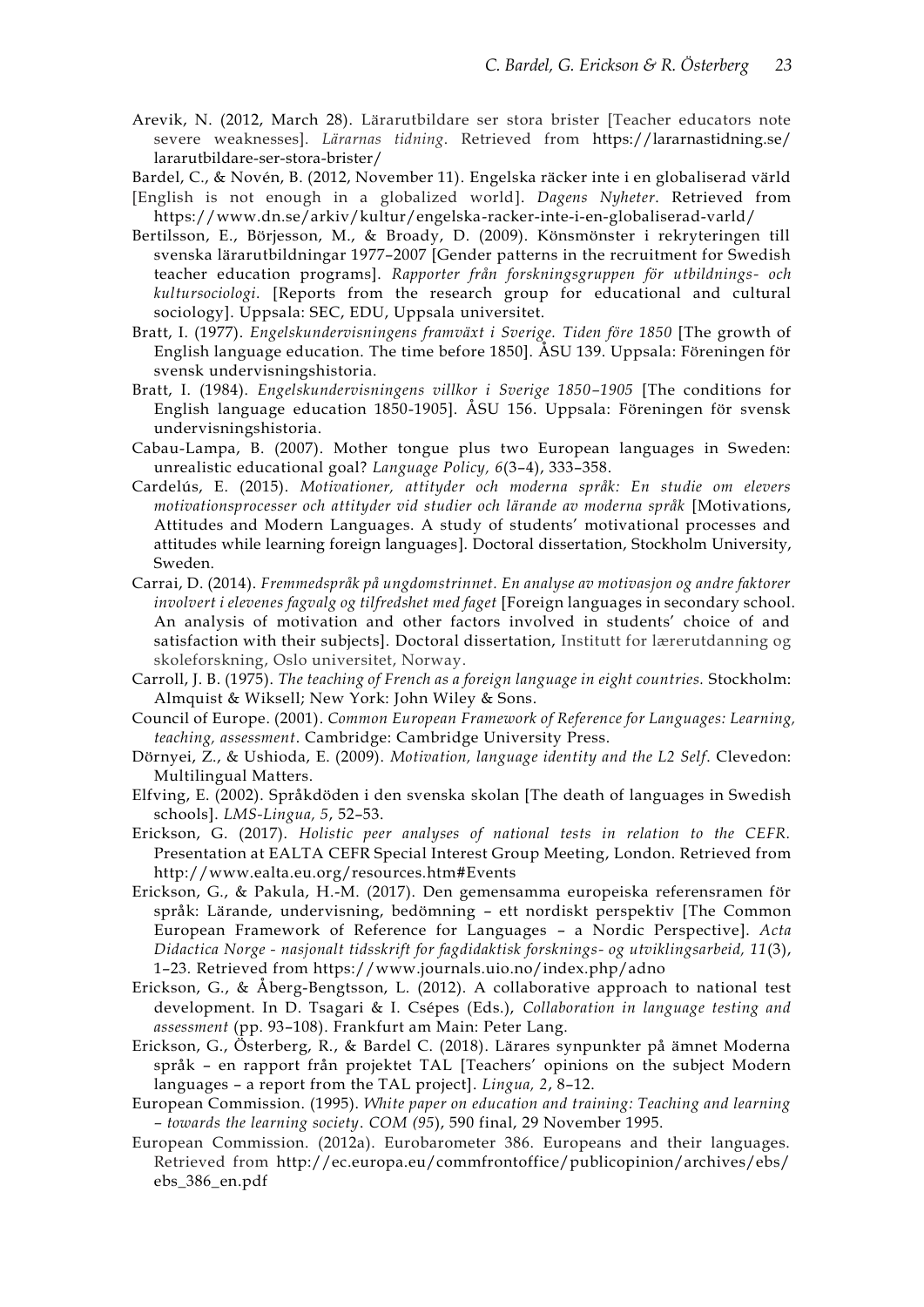Arevik, N. (2012, March 28). Lärarutbildare ser stora brister [Teacher educators note severe weaknesses]. *Lärarnas tidning*. Retrieved from https://lararnastidning.se/lararutbildare-ser-stora-brister/

Bardel, C., & Novén, B. (2012, November 11). Engelska räcker inte i en globaliserad värld [English is not enough in a globalized world]. *Dagens Nyheter*. Retrieved from https://www.dn.se/arkiv/kultur/engelska-racker-inte-i-en-globaliserad-varld/

Bertilsson, E., Börjesson, M., & Broady, D. (2009). Könsmönster i rekryteringen till svenska lärarutbildningar 1977–2007 [Gender patterns in the recruitment for Swedish teacher education programs]. *Rapporter från forskningsgruppen för utbildnings- och kultursociologi.* [Reports from the research group for educational and cultural sociology]. Uppsala: SEC, EDU, Uppsala universitet.

Bratt, I. (1977). *Engelskundervisningens framväxt i Sverige. Tiden före 1850* [The growth of English language education. The time before 1850]. ÅSU 139. Uppsala: Föreningen för svensk undervisningshistoria.

Bratt, I. (1984). *Engelskundervisningens villkor i Sverige 1850–1905* [The conditions for English language education 1850-1905]. ÅSU 156. Uppsala: Föreningen för svensk undervisningshistoria.

Cabau-Lampa, B. (2007). Mother tongue plus two European languages in Sweden: unrealistic educational goal? *Language Policy, 6*(3–4), 333–358.

Cardelús, E. (2015). *Motivationer, attityder och moderna språk: En studie om elevers motivationsprocesser och attityder vid studier och lärande av moderna språk* [Motivations, Attitudes and Modern Languages. A study of students' motivational processes and attitudes while learning foreign languages]. Doctoral dissertation, Stockholm University, Sweden.

Carrai, D. (2014). *Fremmedspråk på ungdomstrinnet. En analyse av motivasjon og andre faktorer involvert i elevenes fagvalg og tilfredshet med faget* [Foreign languages in secondary school. An analysis of motivation and other factors involved in students' choice of and satisfaction with their subjects]. Doctoral dissertation, Institutt for lærerutdanning og skoleforskning, Oslo universitet, Norway.

Carroll, J. B. (1975). *The teaching of French as a foreign language in eight countries.* Stockholm: Almquist & Wiksell; New York: John Wiley & Sons.

Council of Europe. (2001). *Common European Framework of Reference for Languages: Learning, teaching, assessment*. Cambridge: Cambridge University Press.

Dörnyei, Z., & Ushioda, E. (2009). *Motivation, language identity and the L2 Self*. Clevedon: Multilingual Matters.

Elfving, E. (2002). Språkdöden i den svenska skolan [The death of languages in Swedish schools]. *LMS-Lingua, 5*, 52–53.

Erickson, G. (2017). *Holistic peer analyses of national tests in relation to the CEFR.* Presentation at EALTA CEFR Special Interest Group Meeting, London. Retrieved from http://www.ealta.eu.org/resources.htm#Events

Erickson, G., & Pakula, H.-M. (2017). Den gemensamma europeiska referensramen för språk: Lärande, undervisning, bedömning – ett nordiskt perspektiv [The Common European Framework of Reference for Languages – a Nordic Perspective]. *Acta Didactica Norge - nasjonalt tidsskrift for fagdidaktisk forsknings- og utviklingsarbeid, 11*(3), 1–23. Retrieved from https://www.journals.uio.no/index.php/adno

Erickson, G., & Åberg-Bengtsson, L. (2012). A collaborative approach to national test development. In D. Tsagari & I. Csépes (Eds.), *Collaboration in language testing and assessment* (pp. 93–108). Frankfurt am Main: Peter Lang.

Erickson, G., Österberg, R., & Bardel C. (2018). Lärares synpunkter på ämnet Moderna språk – en rapport från projektet TAL [Teachers' opinions on the subject Modern languages – a report from the TAL project]. *Lingua, 2*, 8–12.

European Commission. (1995). *White paper on education and training: Teaching and learning – towards the learning society*. *COM (95*), 590 final, 29 November 1995.

European Commission. (2012a). Eurobarometer 386. Europeans and their languages. Retrieved from http://ec.europa.eu/commfrontoffice/publicopinion/archives/ebs/ebs_386_en.pdf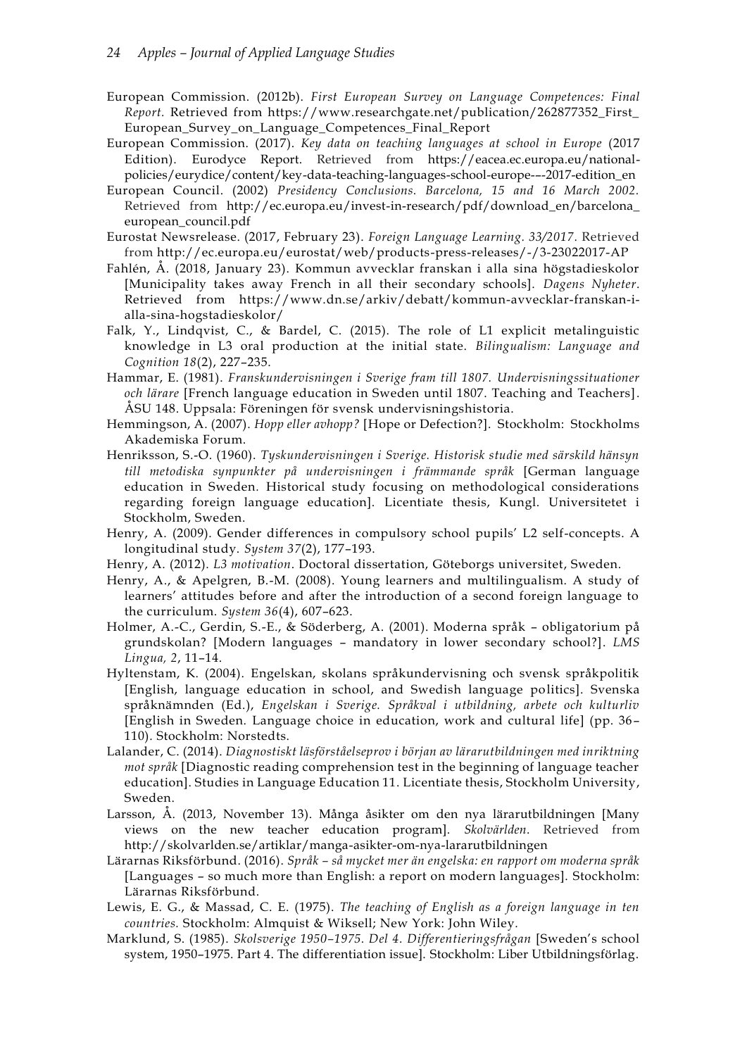European Commission. (2012b). *First European Survey on Language Competences: Final Report.* Retrieved from https://www.researchgate.net/publication/262877352_First_European_Survey_on_Language_Competences_Final_Report

European Commission. (2017). *Key data on teaching languages at school in Europe* (2017 Edition). Eurodyce Report. Retrieved from https://eacea.ec.europa.eu/national-policies/eurydice/content/key-data-teaching-languages-school-europe-–-2017-edition_en

European Council. (2002) *Presidency Conclusions. Barcelona, 15 and 16 March 2002.* Retrieved from http://ec.europa.eu/invest-in-research/pdf/download_en/barcelona_european_council.pdf

Eurostat Newsrelease. (2017, February 23). *Foreign Language Learning. 33/2017.* Retrieved from http://ec.europa.eu/eurostat/web/products-press-releases/-/3-23022017-AP

Fahlén, Å. (2018, January 23). Kommun avvecklar franskan i alla sina högstadieskolor [Municipality takes away French in all their secondary schools]. *Dagens Nyheter*. Retrieved from https://www.dn.se/arkiv/debatt/kommun-avvecklar-franskan-i-alla-sina-hogstadieskolor/

Falk, Y., Lindqvist, C., & Bardel, C. (2015). The role of L1 explicit metalinguistic knowledge in L3 oral production at the initial state. *Bilingualism: Language and Cognition 18*(2), 227–235.

Hammar, E. (1981). *Franskundervisningen i Sverige fram till 1807. Undervisningssituationer och lärare* [French language education in Sweden until 1807. Teaching and Teachers]. ÅSU 148. Uppsala: Föreningen för svensk undervisningshistoria.

Hemmingson, A. (2007). *Hopp eller avhopp?* [Hope or Defection?]. Stockholm: Stockholms Akademiska Forum.

Henriksson, S.-O. (1960). *Tyskundervisningen i Sverige. Historisk studie med särskild hänsyn till metodiska synpunkter på undervisningen i främmande språk* [German language education in Sweden. Historical study focusing on methodological considerations regarding foreign language education]. Licentiate thesis, Kungl. Universitetet i Stockholm, Sweden.

Henry, A. (2009). Gender differences in compulsory school pupils' L2 self-concepts. A longitudinal study. *System 37*(2), 177–193.

Henry, A. (2012). *L3 motivation*. Doctoral dissertation, Göteborgs universitet, Sweden.

Henry, A., & Apelgren, B.-M. (2008). Young learners and multilingualism. A study of learners' attitudes before and after the introduction of a second foreign language to the curriculum. *System 36*(4), 607–623.

Holmer, A.-C., Gerdin, S.-E., & Söderberg, A. (2001). Moderna språk – obligatorium på grundskolan? [Modern languages – mandatory in lower secondary school?]. *LMS Lingua, 2*, 11–14.

Hyltenstam, K. (2004). Engelskan, skolans språkundervisning och svensk språkpolitik [English, language education in school, and Swedish language politics]. Svenska språknämnden (Ed.), *Engelskan i Sverige. Språkval i utbildning, arbete och kulturliv* [English in Sweden. Language choice in education, work and cultural life] (pp. 36–110). Stockholm: Norstedts.

Lalander, C. (2014). *Diagnostiskt läsförståelseprov i början av lärarutbildningen med inriktning mot språk* [Diagnostic reading comprehension test in the beginning of language teacher education]. Studies in Language Education 11. Licentiate thesis, Stockholm University, Sweden.

Larsson, Å. (2013, November 13). Många åsikter om den nya lärarutbildningen [Many views on the new teacher education program]. *Skolvärlden*. Retrieved from http://skolvarlden.se/artiklar/manga-asikter-om-nya-lararutbildningen

Lärarnas Riksförbund. (2016). *Språk – så mycket mer än engelska: en rapport om moderna språk* [Languages – so much more than English: a report on modern languages]. Stockholm: Lärarnas Riksförbund.

Lewis, E. G., & Massad, C. E. (1975). *The teaching of English as a foreign language in ten countries.* Stockholm: Almquist & Wiksell; New York: John Wiley.

Marklund, S. (1985). *Skolsverige 1950–1975. Del 4. Differentieringsfrågan* [Sweden's school system, 1950–1975. Part 4. The differentiation issue]. Stockholm: Liber Utbildningsförlag.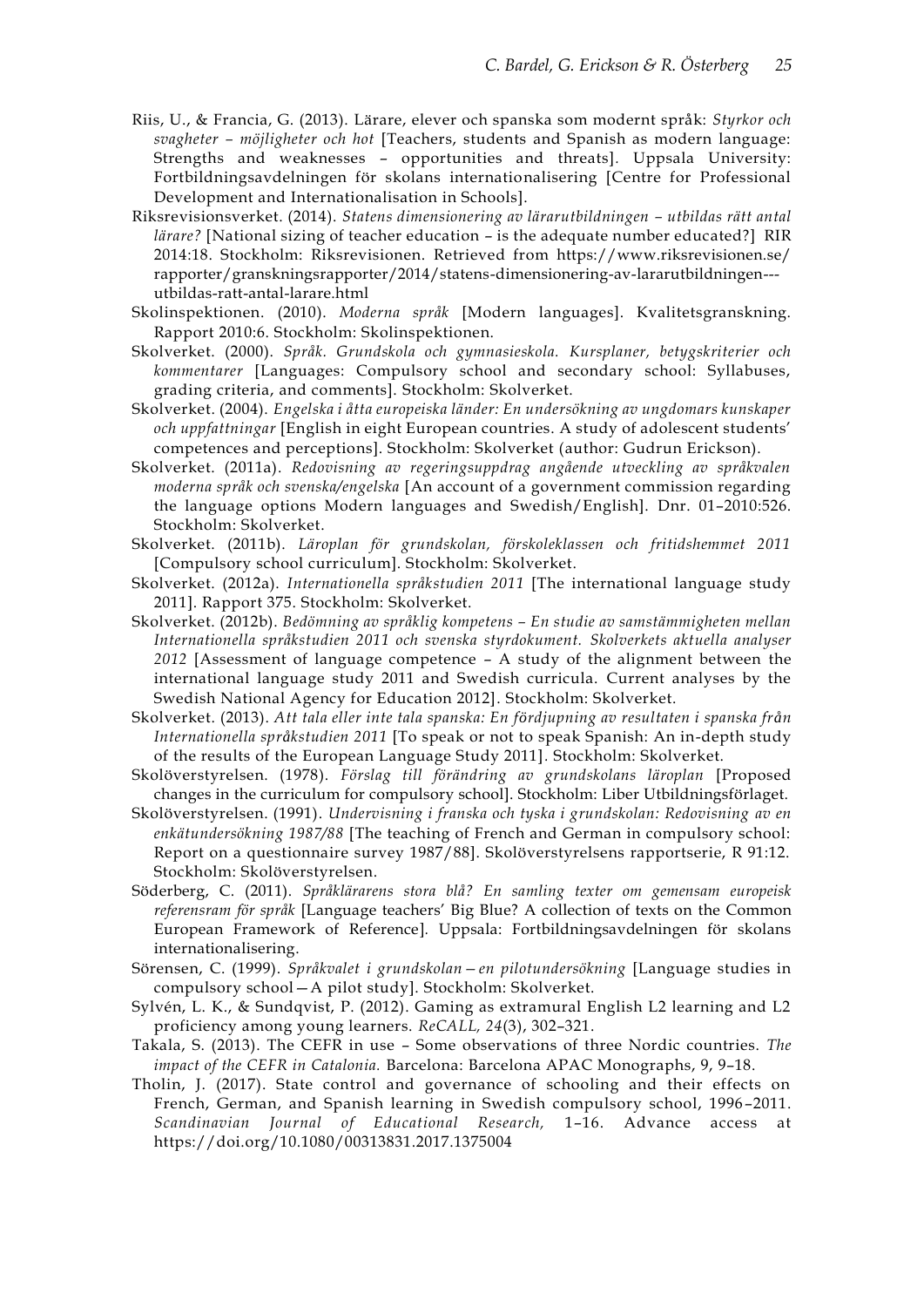Riis, U., & Francia, G. (2013). Lärare, elever och spanska som modernt språk: *Styrkor och svagheter – möjligheter och hot* [Teachers, students and Spanish as modern language: Strengths and weaknesses – opportunities and threats]. Uppsala University: Fortbildningsavdelningen för skolans internationalisering [Centre for Professional Development and Internationalisation in Schools].

Riksrevisionsverket. (2014). *Statens dimensionering av lärarutbildningen – utbildas rätt antal lärare?* [National sizing of teacher education – is the adequate number educated?] RIR 2014:18. Stockholm: Riksrevisionen. Retrieved from https://www.riksrevisionen.se/rapporter/granskningsrapporter/2014/statens-dimensionering-av-lararutbildningen---utbildas-ratt-antal-larare.html

Skolinspektionen. (2010). *Moderna språk* [Modern languages]. Kvalitetsgranskning. Rapport 2010:6. Stockholm: Skolinspektionen.

Skolverket. (2000). *Språk. Grundskola och gymnasieskola. Kursplaner, betygskriterier och kommentarer* [Languages: Compulsory school and secondary school: Syllabuses, grading criteria, and comments]. Stockholm: Skolverket.

Skolverket. (2004). *Engelska i åtta europeiska länder: En undersökning av ungdomars kunskaper och uppfattningar* [English in eight European countries. A study of adolescent students' competences and perceptions]. Stockholm: Skolverket (author: Gudrun Erickson).

Skolverket. (2011a). *Redovisning av regeringsuppdrag angående utveckling av språkvalen moderna språk och svenska/engelska* [An account of a government commission regarding the language options Modern languages and Swedish/English]. Dnr. 01–2010:526. Stockholm: Skolverket.

Skolverket. (2011b). *Läroplan för grundskolan, förskoleklassen och fritidshemmet 2011* [Compulsory school curriculum]. Stockholm: Skolverket.

Skolverket. (2012a). *Internationella språkstudien 2011* [The international language study 2011]. Rapport 375. Stockholm: Skolverket.

Skolverket. (2012b). *Bedömning av språklig kompetens – En studie av samstämmigheten mellan Internationella språkstudien 2011 och svenska styrdokument. Skolverkets aktuella analyser 2012* [Assessment of language competence – A study of the alignment between the international language study 2011 and Swedish curricula. Current analyses by the Swedish National Agency for Education 2012]. Stockholm: Skolverket.

Skolverket. (2013). *Att tala eller inte tala spanska: En fördjupning av resultaten i spanska från Internationella språkstudien 2011* [To speak or not to speak Spanish: An in-depth study of the results of the European Language Study 2011]. Stockholm: Skolverket.

Skolöverstyrelsen. (1978). *Förslag till förändring av grundskolans läroplan* [Proposed changes in the curriculum for compulsory school]. Stockholm: Liber Utbildningsförlaget.

Skolöverstyrelsen. (1991). *Undervisning i franska och tyska i grundskolan: Redovisning av en enkätundersökning 1987/88* [The teaching of French and German in compulsory school: Report on a questionnaire survey 1987/88]. Skolöverstyrelsens rapportserie, R 91:12. Stockholm: Skolöverstyrelsen.

Söderberg, C. (2011). *Språklärarens stora blå? En samling texter om gemensam europeisk referensram för språk* [Language teachers' Big Blue? A collection of texts on the Common European Framework of Reference]. Uppsala: Fortbildningsavdelningen för skolans internationalisering.

Sörensen, C. (1999). *Språkvalet i grundskolan—en pilotundersökning* [Language studies in compulsory school—A pilot study]. Stockholm: Skolverket.

Sylvén, L. K., & Sundqvist, P. (2012). Gaming as extramural English L2 learning and L2 proficiency among young learners. *ReCALL, 24*(3), 302–321.

Takala, S. (2013). The CEFR in use – Some observations of three Nordic countries. *The impact of the CEFR in Catalonia.* Barcelona: Barcelona APAC Monographs, 9, 9–18.

Tholin, J. (2017). State control and governance of schooling and their effects on French, German, and Spanish learning in Swedish compulsory school, 1996–2011. *Scandinavian Journal of Educational Research,* 1–16. Advance access at https://doi.org/10.1080/00313831.2017.1375004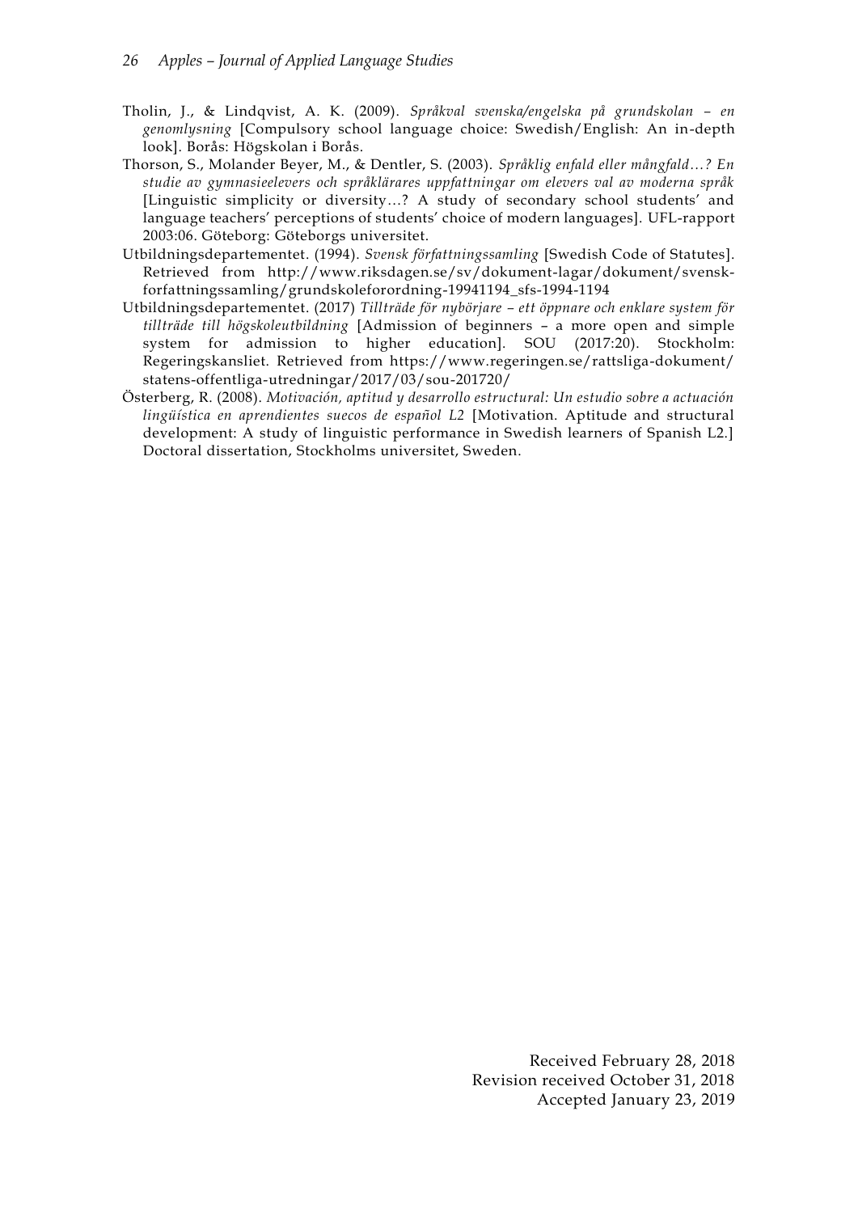Tholin, J., & Lindqvist, A. K. (2009). *Språkval svenska/engelska på grundskolan – en genomlysning* [Compulsory school language choice: Swedish/English: An in-depth look]. Borås: Högskolan i Borås.

Thorson, S., Molander Beyer, M., & Dentler, S. (2003). *Språklig enfald eller mångfald…? En studie av gymnasieelevers och språklärares uppfattningar om elevers val av moderna språk* [Linguistic simplicity or diversity…? A study of secondary school students' and language teachers' perceptions of students' choice of modern languages]. UFL-rapport 2003:06. Göteborg: Göteborgs universitet.

Utbildningsdepartementet. (1994). *Svensk författningssamling* [Swedish Code of Statutes]. Retrieved from http://www.riksdagen.se/sv/dokument-lagar/dokument/svensk-forfattningssamling/grundskoleforordning-19941194_sfs-1994-1194

Utbildningsdepartementet. (2017) *Tillträde för nybörjare – ett öppnare och enklare system för tillträde till högskoleutbildning* [Admission of beginners – a more open and simple system for admission to higher education]. SOU (2017:20). Stockholm: Regeringskansliet. Retrieved from https://www.regeringen.se/rattsliga-dokument/statens-offentliga-utredningar/2017/03/sou-201720/

Österberg, R. (2008). *Motivación, aptitud y desarrollo estructural: Un estudio sobre a actuación lingüística en aprendientes suecos de español L2* [Motivation. Aptitude and structural development: A study of linguistic performance in Swedish learners of Spanish L2.] Doctoral dissertation, Stockholms universitet, Sweden.

Received February 28, 2018
Revision received October 31, 2018
Accepted January 23, 2019